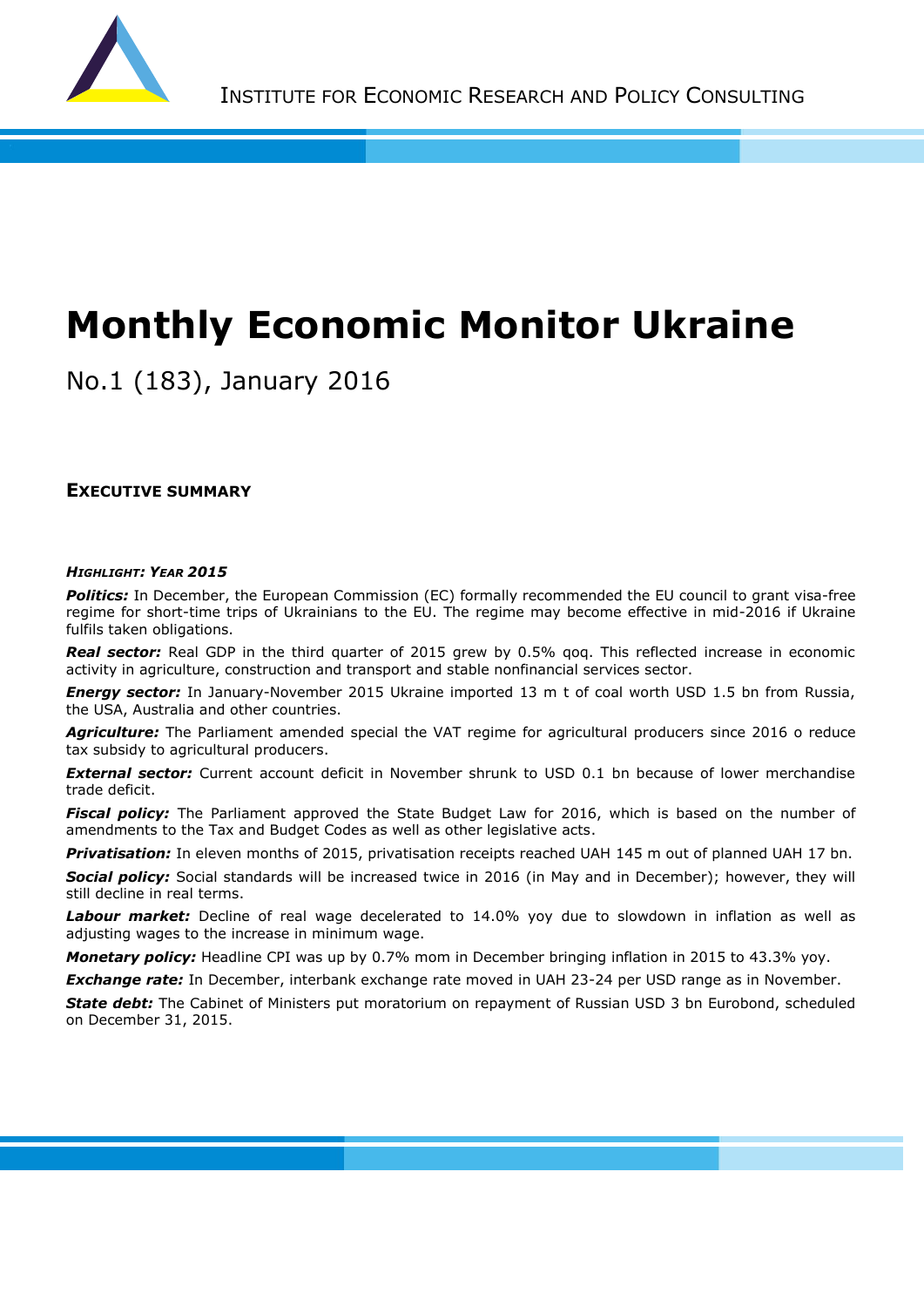INSTITUTE FOR ECONOMIC RESEARCH AND POLICY CONSULTING

# Monthly Economic Monitor Ukraine

No.1 (183), January 2016

## EXECUTIVE SUMMARY

***HIGHLIGHT: YEAR 2015***

***Politics:*** In December, the European Commission (EC) formally recommended the EU council to grant visa-free regime for short-time trips of Ukrainians to the EU. The regime may become effective in mid-2016 if Ukraine fulfils taken obligations.

***Real sector:*** Real GDP in the third quarter of 2015 grew by 0.5% qoq. This reflected increase in economic activity in agriculture, construction and transport and stable nonfinancial services sector.

***Energy sector:*** In January-November 2015 Ukraine imported 13 m t of coal worth USD 1.5 bn from Russia, the USA, Australia and other countries.

***Agriculture:*** The Parliament amended special the VAT regime for agricultural producers since 2016 o reduce tax subsidy to agricultural producers.

***External sector:*** Current account deficit in November shrunk to USD 0.1 bn because of lower merchandise trade deficit.

***Fiscal policy:*** The Parliament approved the State Budget Law for 2016, which is based on the number of amendments to the Tax and Budget Codes as well as other legislative acts.

***Privatisation:*** In eleven months of 2015, privatisation receipts reached UAH 145 m out of planned UAH 17 bn.

***Social policy:*** Social standards will be increased twice in 2016 (in May and in December); however, they will still decline in real terms.

***Labour market:*** Decline of real wage decelerated to 14.0% yoy due to slowdown in inflation as well as adjusting wages to the increase in minimum wage.

***Monetary policy:*** Headline CPI was up by 0.7% mom in December bringing inflation in 2015 to 43.3% yoy.

***Exchange rate:*** In December, interbank exchange rate moved in UAH 23-24 per USD range as in November.

***State debt:*** The Cabinet of Ministers put moratorium on repayment of Russian USD 3 bn Eurobond, scheduled on December 31, 2015.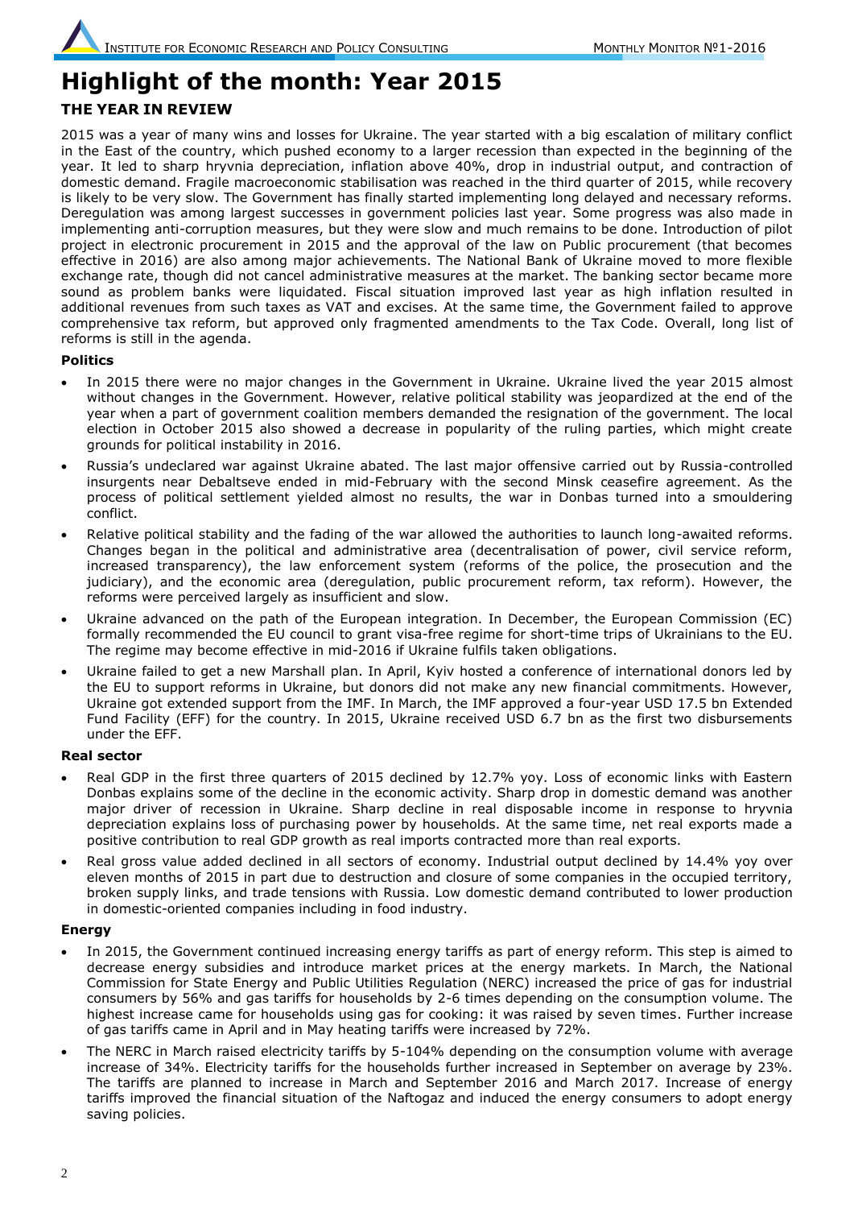# Highlight of the month: Year 2015

## THE YEAR IN REVIEW

2015 was a year of many wins and losses for Ukraine. The year started with a big escalation of military conflict in the East of the country, which pushed economy to a larger recession than expected in the beginning of the year. It led to sharp hryvnia depreciation, inflation above 40%, drop in industrial output, and contraction of domestic demand. Fragile macroeconomic stabilisation was reached in the third quarter of 2015, while recovery is likely to be very slow. The Government has finally started implementing long delayed and necessary reforms. Deregulation was among largest successes in government policies last year. Some progress was also made in implementing anti-corruption measures, but they were slow and much remains to be done. Introduction of pilot project in electronic procurement in 2015 and the approval of the law on Public procurement (that becomes effective in 2016) are also among major achievements. The National Bank of Ukraine moved to more flexible exchange rate, though did not cancel administrative measures at the market. The banking sector became more sound as problem banks were liquidated. Fiscal situation improved last year as high inflation resulted in additional revenues from such taxes as VAT and excises. At the same time, the Government failed to approve comprehensive tax reform, but approved only fragmented amendments to the Tax Code. Overall, long list of reforms is still in the agenda.

### Politics

- In 2015 there were no major changes in the Government in Ukraine. Ukraine lived the year 2015 almost without changes in the Government. However, relative political stability was jeopardized at the end of the year when a part of government coalition members demanded the resignation of the government. The local election in October 2015 also showed a decrease in popularity of the ruling parties, which might create grounds for political instability in 2016.
- Russia's undeclared war against Ukraine abated. The last major offensive carried out by Russia-controlled insurgents near Debaltseve ended in mid-February with the second Minsk ceasefire agreement. As the process of political settlement yielded almost no results, the war in Donbas turned into a smouldering conflict.
- Relative political stability and the fading of the war allowed the authorities to launch long-awaited reforms. Changes began in the political and administrative area (decentralisation of power, civil service reform, increased transparency), the law enforcement system (reforms of the police, the prosecution and the judiciary), and the economic area (deregulation, public procurement reform, tax reform). However, the reforms were perceived largely as insufficient and slow.
- Ukraine advanced on the path of the European integration. In December, the European Commission (EC) formally recommended the EU council to grant visa-free regime for short-time trips of Ukrainians to the EU. The regime may become effective in mid-2016 if Ukraine fulfils taken obligations.
- Ukraine failed to get a new Marshall plan. In April, Kyiv hosted a conference of international donors led by the EU to support reforms in Ukraine, but donors did not make any new financial commitments. However, Ukraine got extended support from the IMF. In March, the IMF approved a four-year USD 17.5 bn Extended Fund Facility (EFF) for the country. In 2015, Ukraine received USD 6.7 bn as the first two disbursements under the EFF.

### Real sector

- Real GDP in the first three quarters of 2015 declined by 12.7% yoy. Loss of economic links with Eastern Donbas explains some of the decline in the economic activity. Sharp drop in domestic demand was another major driver of recession in Ukraine. Sharp decline in real disposable income in response to hryvnia depreciation explains loss of purchasing power by households. At the same time, net real exports made a positive contribution to real GDP growth as real imports contracted more than real exports.
- Real gross value added declined in all sectors of economy. Industrial output declined by 14.4% yoy over eleven months of 2015 in part due to destruction and closure of some companies in the occupied territory, broken supply links, and trade tensions with Russia. Low domestic demand contributed to lower production in domestic-oriented companies including in food industry.

### Energy

- In 2015, the Government continued increasing energy tariffs as part of energy reform. This step is aimed to decrease energy subsidies and introduce market prices at the energy markets. In March, the National Commission for State Energy and Public Utilities Regulation (NERC) increased the price of gas for industrial consumers by 56% and gas tariffs for households by 2-6 times depending on the consumption volume. The highest increase came for households using gas for cooking: it was raised by seven times. Further increase of gas tariffs came in April and in May heating tariffs were increased by 72%.
- The NERC in March raised electricity tariffs by 5-104% depending on the consumption volume with average increase of 34%. Electricity tariffs for the households further increased in September on average by 23%. The tariffs are planned to increase in March and September 2016 and March 2017. Increase of energy tariffs improved the financial situation of the Naftogaz and induced the energy consumers to adopt energy saving policies.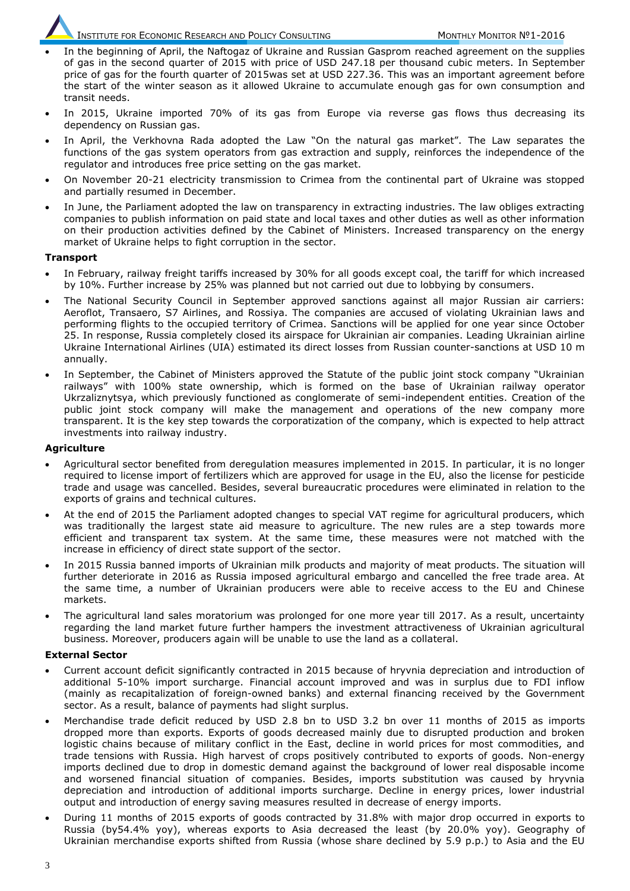- In the beginning of April, the Naftogaz of Ukraine and Russian Gasprom reached agreement on the supplies of gas in the second quarter of 2015 with price of USD 247.18 per thousand cubic meters. In September price of gas for the fourth quarter of 2015was set at USD 227.36. This was an important agreement before the start of the winter season as it allowed Ukraine to accumulate enough gas for own consumption and transit needs.
- In 2015, Ukraine imported 70% of its gas from Europe via reverse gas flows thus decreasing its dependency on Russian gas.
- In April, the Verkhovna Rada adopted the Law "On the natural gas market". The Law separates the functions of the gas system operators from gas extraction and supply, reinforces the independence of the regulator and introduces free price setting on the gas market.
- On November 20-21 electricity transmission to Crimea from the continental part of Ukraine was stopped and partially resumed in December.
- In June, the Parliament adopted the law on transparency in extracting industries. The law obliges extracting companies to publish information on paid state and local taxes and other duties as well as other information on their production activities defined by the Cabinet of Ministers. Increased transparency on the energy market of Ukraine helps to fight corruption in the sector.

**Transport**

- In February, railway freight tariffs increased by 30% for all goods except coal, the tariff for which increased by 10%. Further increase by 25% was planned but not carried out due to lobbying by consumers.
- The National Security Council in September approved sanctions against all major Russian air carriers: Aeroflot, Transaero, S7 Airlines, and Rossiya. The companies are accused of violating Ukrainian laws and performing flights to the occupied territory of Crimea. Sanctions will be applied for one year since October 25. In response, Russia completely closed its airspace for Ukrainian air companies. Leading Ukrainian airline Ukraine International Airlines (UIA) estimated its direct losses from Russian counter-sanctions at USD 10 m annually.
- In September, the Cabinet of Ministers approved the Statute of the public joint stock company "Ukrainian railways" with 100% state ownership, which is formed on the base of Ukrainian railway operator Ukrzaliznytsya, which previously functioned as conglomerate of semi-independent entities. Creation of the public joint stock company will make the management and operations of the new company more transparent. It is the key step towards the corporatization of the company, which is expected to help attract investments into railway industry.

**Agriculture**

- Agricultural sector benefited from deregulation measures implemented in 2015. In particular, it is no longer required to license import of fertilizers which are approved for usage in the EU, also the license for pesticide trade and usage was cancelled. Besides, several bureaucratic procedures were eliminated in relation to the exports of grains and technical cultures.
- At the end of 2015 the Parliament adopted changes to special VAT regime for agricultural producers, which was traditionally the largest state aid measure to agriculture. The new rules are a step towards more efficient and transparent tax system. At the same time, these measures were not matched with the increase in efficiency of direct state support of the sector.
- In 2015 Russia banned imports of Ukrainian milk products and majority of meat products. The situation will further deteriorate in 2016 as Russia imposed agricultural embargo and cancelled the free trade area. At the same time, a number of Ukrainian producers were able to receive access to the EU and Chinese markets.
- The agricultural land sales moratorium was prolonged for one more year till 2017. As a result, uncertainty regarding the land market future further hampers the investment attractiveness of Ukrainian agricultural business. Moreover, producers again will be unable to use the land as a collateral.

**External Sector**

- Current account deficit significantly contracted in 2015 because of hryvnia depreciation and introduction of additional 5-10% import surcharge. Financial account improved and was in surplus due to FDI inflow (mainly as recapitalization of foreign-owned banks) and external financing received by the Government sector. As a result, balance of payments had slight surplus.
- Merchandise trade deficit reduced by USD 2.8 bn to USD 3.2 bn over 11 months of 2015 as imports dropped more than exports. Exports of goods decreased mainly due to disrupted production and broken logistic chains because of military conflict in the East, decline in world prices for most commodities, and trade tensions with Russia. High harvest of crops positively contributed to exports of goods. Non-energy imports declined due to drop in domestic demand against the background of lower real disposable income and worsened financial situation of companies. Besides, imports substitution was caused by hryvnia depreciation and introduction of additional imports surcharge. Decline in energy prices, lower industrial output and introduction of energy saving measures resulted in decrease of energy imports.
- During 11 months of 2015 exports of goods contracted by 31.8% with major drop occurred in exports to Russia (by54.4% yoy), whereas exports to Asia decreased the least (by 20.0% yoy). Geography of Ukrainian merchandise exports shifted from Russia (whose share declined by 5.9 p.p.) to Asia and the EU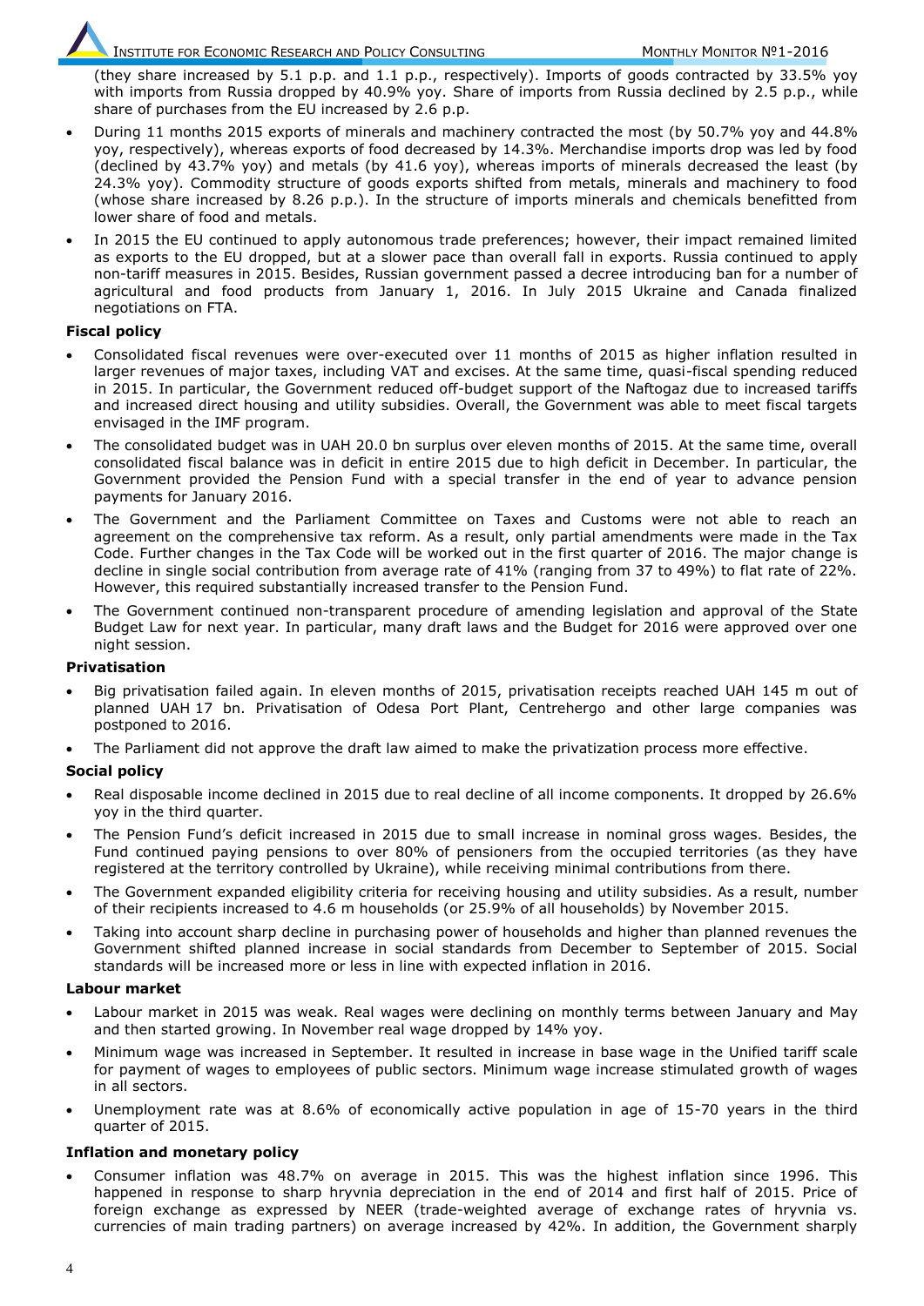(they share increased by 5.1 p.p. and 1.1 p.p., respectively). Imports of goods contracted by 33.5% yoy with imports from Russia dropped by 40.9% yoy. Share of imports from Russia declined by 2.5 p.p., while share of purchases from the EU increased by 2.6 p.p.

- During 11 months 2015 exports of minerals and machinery contracted the most (by 50.7% yoy and 44.8% yoy, respectively), whereas exports of food decreased by 14.3%. Merchandise imports drop was led by food (declined by 43.7% yoy) and metals (by 41.6 yoy), whereas imports of minerals decreased the least (by 24.3% yoy). Commodity structure of goods exports shifted from metals, minerals and machinery to food (whose share increased by 8.26 p.p.). In the structure of imports minerals and chemicals benefitted from lower share of food and metals.
- In 2015 the EU continued to apply autonomous trade preferences; however, their impact remained limited as exports to the EU dropped, but at a slower pace than overall fall in exports. Russia continued to apply non-tariff measures in 2015. Besides, Russian government passed a decree introducing ban for a number of agricultural and food products from January 1, 2016. In July 2015 Ukraine and Canada finalized negotiations on FTA.

**Fiscal policy**

- Consolidated fiscal revenues were over-executed over 11 months of 2015 as higher inflation resulted in larger revenues of major taxes, including VAT and excises. At the same time, quasi-fiscal spending reduced in 2015. In particular, the Government reduced off-budget support of the Naftogaz due to increased tariffs and increased direct housing and utility subsidies. Overall, the Government was able to meet fiscal targets envisaged in the IMF program.
- The consolidated budget was in UAH 20.0 bn surplus over eleven months of 2015. At the same time, overall consolidated fiscal balance was in deficit in entire 2015 due to high deficit in December. In particular, the Government provided the Pension Fund with a special transfer in the end of year to advance pension payments for January 2016.
- The Government and the Parliament Committee on Taxes and Customs were not able to reach an agreement on the comprehensive tax reform. As a result, only partial amendments were made in the Tax Code. Further changes in the Tax Code will be worked out in the first quarter of 2016. The major change is decline in single social contribution from average rate of 41% (ranging from 37 to 49%) to flat rate of 22%. However, this required substantially increased transfer to the Pension Fund.
- The Government continued non-transparent procedure of amending legislation and approval of the State Budget Law for next year. In particular, many draft laws and the Budget for 2016 were approved over one night session.

**Privatisation**

- Big privatisation failed again. In eleven months of 2015, privatisation receipts reached UAH 145 m out of planned UAH 17 bn. Privatisation of Odesa Port Plant, Centrehergo and other large companies was postponed to 2016.
- The Parliament did not approve the draft law aimed to make the privatization process more effective.

**Social policy**

- Real disposable income declined in 2015 due to real decline of all income components. It dropped by 26.6% yoy in the third quarter.
- The Pension Fund's deficit increased in 2015 due to small increase in nominal gross wages. Besides, the Fund continued paying pensions to over 80% of pensioners from the occupied territories (as they have registered at the territory controlled by Ukraine), while receiving minimal contributions from there.
- The Government expanded eligibility criteria for receiving housing and utility subsidies. As a result, number of their recipients increased to 4.6 m households (or 25.9% of all households) by November 2015.
- Taking into account sharp decline in purchasing power of households and higher than planned revenues the Government shifted planned increase in social standards from December to September of 2015. Social standards will be increased more or less in line with expected inflation in 2016.

**Labour market**

- Labour market in 2015 was weak. Real wages were declining on monthly terms between January and May and then started growing. In November real wage dropped by 14% yoy.
- Minimum wage was increased in September. It resulted in increase in base wage in the Unified tariff scale for payment of wages to employees of public sectors. Minimum wage increase stimulated growth of wages in all sectors.
- Unemployment rate was at 8.6% of economically active population in age of 15-70 years in the third quarter of 2015.

**Inflation and monetary policy**

- Consumer inflation was 48.7% on average in 2015. This was the highest inflation since 1996. This happened in response to sharp hryvnia depreciation in the end of 2014 and first half of 2015. Price of foreign exchange as expressed by NEER (trade-weighted average of exchange rates of hryvnia vs. currencies of main trading partners) on average increased by 42%. In addition, the Government sharply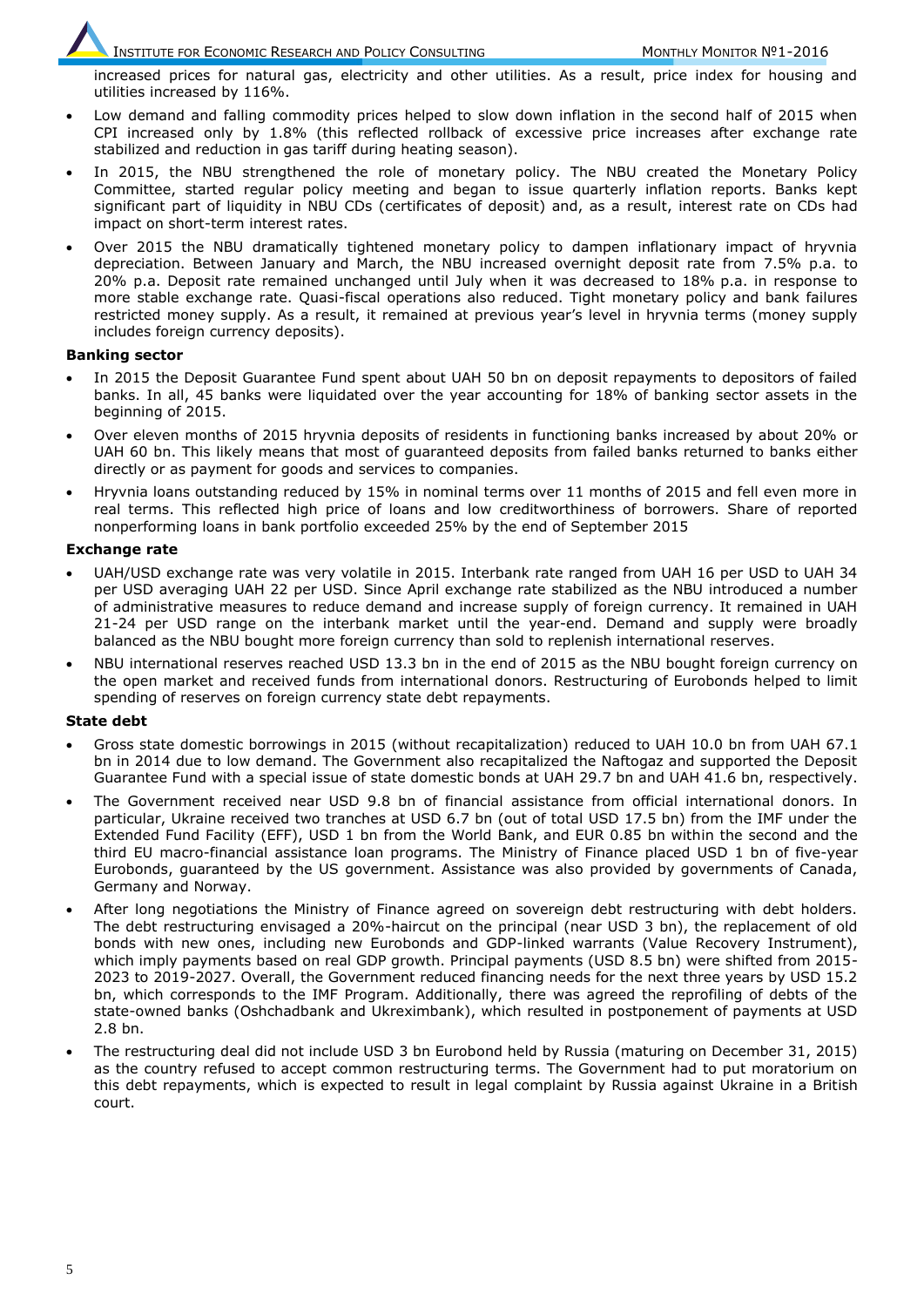increased prices for natural gas, electricity and other utilities. As a result, price index for housing and utilities increased by 116%.

- Low demand and falling commodity prices helped to slow down inflation in the second half of 2015 when CPI increased only by 1.8% (this reflected rollback of excessive price increases after exchange rate stabilized and reduction in gas tariff during heating season).
- In 2015, the NBU strengthened the role of monetary policy. The NBU created the Monetary Policy Committee, started regular policy meeting and began to issue quarterly inflation reports. Banks kept significant part of liquidity in NBU CDs (certificates of deposit) and, as a result, interest rate on CDs had impact on short-term interest rates.
- Over 2015 the NBU dramatically tightened monetary policy to dampen inflationary impact of hryvnia depreciation. Between January and March, the NBU increased overnight deposit rate from 7.5% p.a. to 20% p.a. Deposit rate remained unchanged until July when it was decreased to 18% p.a. in response to more stable exchange rate. Quasi-fiscal operations also reduced. Tight monetary policy and bank failures restricted money supply. As a result, it remained at previous year's level in hryvnia terms (money supply includes foreign currency deposits).

**Banking sector**

- In 2015 the Deposit Guarantee Fund spent about UAH 50 bn on deposit repayments to depositors of failed banks. In all, 45 banks were liquidated over the year accounting for 18% of banking sector assets in the beginning of 2015.
- Over eleven months of 2015 hryvnia deposits of residents in functioning banks increased by about 20% or UAH 60 bn. This likely means that most of guaranteed deposits from failed banks returned to banks either directly or as payment for goods and services to companies.
- Hryvnia loans outstanding reduced by 15% in nominal terms over 11 months of 2015 and fell even more in real terms. This reflected high price of loans and low creditworthiness of borrowers. Share of reported nonperforming loans in bank portfolio exceeded 25% by the end of September 2015

**Exchange rate**

- UAH/USD exchange rate was very volatile in 2015. Interbank rate ranged from UAH 16 per USD to UAH 34 per USD averaging UAH 22 per USD. Since April exchange rate stabilized as the NBU introduced a number of administrative measures to reduce demand and increase supply of foreign currency. It remained in UAH 21-24 per USD range on the interbank market until the year-end. Demand and supply were broadly balanced as the NBU bought more foreign currency than sold to replenish international reserves.
- NBU international reserves reached USD 13.3 bn in the end of 2015 as the NBU bought foreign currency on the open market and received funds from international donors. Restructuring of Eurobonds helped to limit spending of reserves on foreign currency state debt repayments.

**State debt**

- Gross state domestic borrowings in 2015 (without recapitalization) reduced to UAH 10.0 bn from UAH 67.1 bn in 2014 due to low demand. The Government also recapitalized the Naftogaz and supported the Deposit Guarantee Fund with a special issue of state domestic bonds at UAH 29.7 bn and UAH 41.6 bn, respectively.
- The Government received near USD 9.8 bn of financial assistance from official international donors. In particular, Ukraine received two tranches at USD 6.7 bn (out of total USD 17.5 bn) from the IMF under the Extended Fund Facility (EFF), USD 1 bn from the World Bank, and EUR 0.85 bn within the second and the third EU macro-financial assistance loan programs. The Ministry of Finance placed USD 1 bn of five-year Eurobonds, guaranteed by the US government. Assistance was also provided by governments of Canada, Germany and Norway.
- After long negotiations the Ministry of Finance agreed on sovereign debt restructuring with debt holders. The debt restructuring envisaged a 20%-haircut on the principal (near USD 3 bn), the replacement of old bonds with new ones, including new Eurobonds and GDP-linked warrants (Value Recovery Instrument), which imply payments based on real GDP growth. Principal payments (USD 8.5 bn) were shifted from 2015-2023 to 2019-2027. Overall, the Government reduced financing needs for the next three years by USD 15.2 bn, which corresponds to the IMF Program. Additionally, there was agreed the reprofiling of debts of the state-owned banks (Oshchadbank and Ukreximbank), which resulted in postponement of payments at USD 2.8 bn.
- The restructuring deal did not include USD 3 bn Eurobond held by Russia (maturing on December 31, 2015) as the country refused to accept common restructuring terms. The Government had to put moratorium on this debt repayments, which is expected to result in legal complaint by Russia against Ukraine in a British court.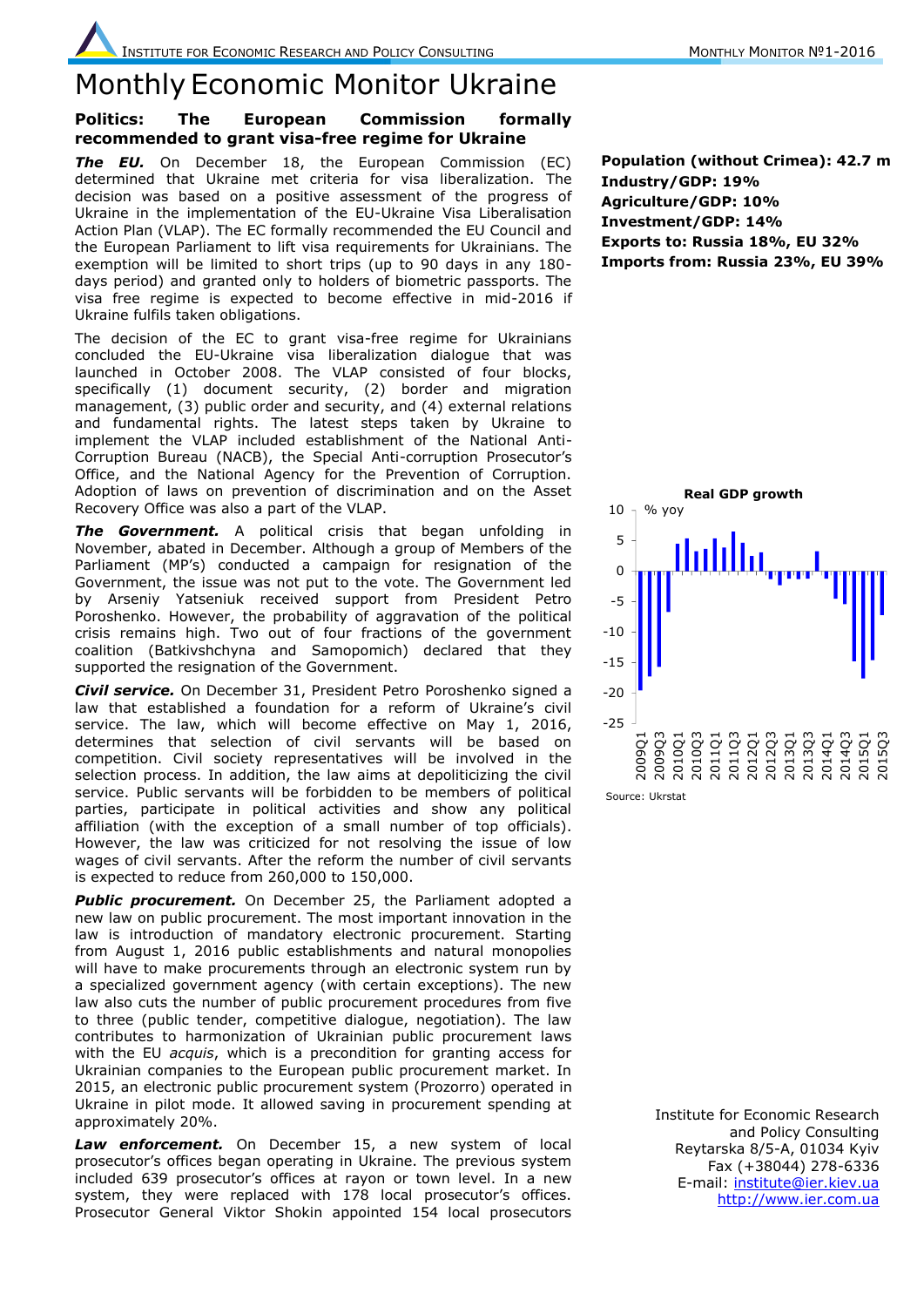# Monthly Economic Monitor Ukraine

## Politics: The European Commission formally recommended to grant visa-free regime for Ukraine

***The EU.*** On December 18, the European Commission (EC) determined that Ukraine met criteria for visa liberalization. The decision was based on a positive assessment of the progress of Ukraine in the implementation of the EU-Ukraine Visa Liberalisation Action Plan (VLAP). The EC formally recommended the EU Council and the European Parliament to lift visa requirements for Ukrainians. The exemption will be limited to short trips (up to 90 days in any 180-days period) and granted only to holders of biometric passports. The visa free regime is expected to become effective in mid-2016 if Ukraine fulfils taken obligations.

The decision of the EC to grant visa-free regime for Ukrainians concluded the EU-Ukraine visa liberalization dialogue that was launched in October 2008. The VLAP consisted of four blocks, specifically (1) document security, (2) border and migration management, (3) public order and security, and (4) external relations and fundamental rights. The latest steps taken by Ukraine to implement the VLAP included establishment of the National Anti-Corruption Bureau (NACB), the Special Anti-corruption Prosecutor's Office, and the National Agency for the Prevention of Corruption. Adoption of laws on prevention of discrimination and on the Asset Recovery Office was also a part of the VLAP.

***The Government.*** A political crisis that began unfolding in November, abated in December. Although a group of Members of the Parliament (MP's) conducted a campaign for resignation of the Government, the issue was not put to the vote. The Government led by Arseniy Yatseniuk received support from President Petro Poroshenko. However, the probability of aggravation of the political crisis remains high. Two out of four fractions of the government coalition (Batkivshchyna and Samopomich) declared that they supported the resignation of the Government.

***Civil service.*** On December 31, President Petro Poroshenko signed a law that established a foundation for a reform of Ukraine's civil service. The law, which will become effective on May 1, 2016, determines that selection of civil servants will be based on competition. Civil society representatives will be involved in the selection process. In addition, the law aims at depoliticizing the civil service. Public servants will be forbidden to be members of political parties, participate in political activities and show any political affiliation (with the exception of a small number of top officials). However, the law was criticized for not resolving the issue of low wages of civil servants. After the reform the number of civil servants is expected to reduce from 260,000 to 150,000.

***Public procurement.*** On December 25, the Parliament adopted a new law on public procurement. The most important innovation in the law is introduction of mandatory electronic procurement. Starting from August 1, 2016 public establishments and natural monopolies will have to make procurements through an electronic system run by a specialized government agency (with certain exceptions). The new law also cuts the number of public procurement procedures from five to three (public tender, competitive dialogue, negotiation). The law contributes to harmonization of Ukrainian public procurement laws with the EU *acquis*, which is a precondition for granting access for Ukrainian companies to the European public procurement market. In 2015, an electronic public procurement system (Prozorro) operated in Ukraine in pilot mode. It allowed saving in procurement spending at approximately 20%.

***Law enforcement.*** On December 15, a new system of local prosecutor's offices began operating in Ukraine. The previous system included 639 prosecutor's offices at rayon or town level. In a new system, they were replaced with 178 local prosecutor's offices. Prosecutor General Viktor Shokin appointed 154 local prosecutors

**Population (without Crimea): 42.7 m**
**Industry/GDP: 19%**
**Agriculture/GDP: 10%**
**Investment/GDP: 14%**
**Exports to: Russia 18%, EU 32%**
**Imports from: Russia 23%, EU 39%**

**Real GDP growth**

% yoy

Source: Ukrstat

Institute for Economic Research and Policy Consulting
Reytarska 8/5-A, 01034 Kyiv
Fax (+38044) 278-6336
E-mail: institute@ier.kiev.ua
http://www.ier.com.ua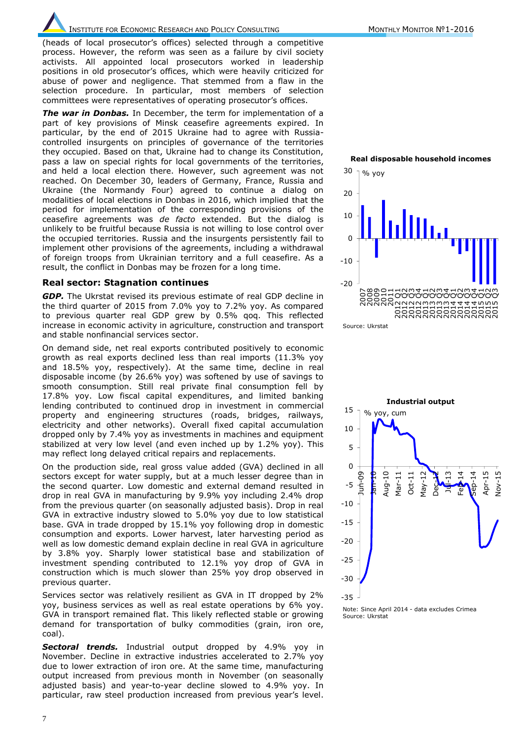(heads of local prosecutor's offices) selected through a competitive process. However, the reform was seen as a failure by civil society activists. All appointed local prosecutors worked in leadership positions in old prosecutor's offices, which were heavily criticized for abuse of power and negligence. That stemmed from a flaw in the selection procedure. In particular, most members of selection committees were representatives of operating prosecutor's offices.

***The war in Donbas.*** In December, the term for implementation of a part of key provisions of Minsk ceasefire agreements expired. In particular, by the end of 2015 Ukraine had to agree with Russia-controlled insurgents on principles of governance of the territories they occupied. Based on that, Ukraine had to change its Constitution, pass a law on special rights for local governments of the territories, and held a local election there. However, such agreement was not reached. On December 30, leaders of Germany, France, Russia and Ukraine (the Normandy Four) agreed to continue a dialog on modalities of local elections in Donbas in 2016, which implied that the period for implementation of the corresponding provisions of the ceasefire agreements was *de facto* extended. But the dialog is unlikely to be fruitful because Russia is not willing to lose control over the occupied territories. Russia and the insurgents persistently fail to implement other provisions of the agreements, including a withdrawal of foreign troops from Ukrainian territory and a full ceasefire. As a result, the conflict in Donbas may be frozen for a long time.

## Real sector: Stagnation continues

***GDP.*** The Ukrstat revised its previous estimate of real GDP decline in the third quarter of 2015 from 7.0% yoy to 7.2% yoy. As compared to previous quarter real GDP grew by 0.5% qoq. This reflected increase in economic activity in agriculture, construction and transport and stable nonfinancial services sector.

On demand side, net real exports contributed positively to economic growth as real exports declined less than real imports (11.3% yoy and 18.5% yoy, respectively). At the same time, decline in real disposable income (by 26.6% yoy) was softened by use of savings to smooth consumption. Still real private final consumption fell by 17.8% yoy. Low fiscal capital expenditures, and limited banking lending contributed to continued drop in investment in commercial property and engineering structures (roads, bridges, railways, electricity and other networks). Overall fixed capital accumulation dropped only by 7.4% yoy as investments in machines and equipment stabilized at very low level (and even inched up by 1.2% yoy). This may reflect long delayed critical repairs and replacements.

On the production side, real gross value added (GVA) declined in all sectors except for water supply, but at a much lesser degree than in the second quarter. Low domestic and external demand resulted in drop in real GVA in manufacturing by 9.9% yoy including 2.4% drop from the previous quarter (on seasonally adjusted basis). Drop in real GVA in extractive industry slowed to 5.0% yoy due to low statistical base. GVA in trade dropped by 15.1% yoy following drop in domestic consumption and exports. Lower harvest, later harvesting period as well as low domestic demand explain decline in real GVA in agriculture by 3.8% yoy. Sharply lower statistical base and stabilization of investment spending contributed to 12.1% yoy drop of GVA in construction which is much slower than 25% yoy drop observed in previous quarter.

Services sector was relatively resilient as GVA in IT dropped by 2% yoy, business services as well as real estate operations by 6% yoy. GVA in transport remained flat. This likely reflected stable or growing demand for transportation of bulky commodities (grain, iron ore, coal).

***Sectoral trends.*** Industrial output dropped by 4.9% yoy in November. Decline in extractive industries accelerated to 2.7% yoy due to lower extraction of iron ore. At the same time, manufacturing output increased from previous month in November (on seasonally adjusted basis) and year-to-year decline slowed to 4.9% yoy. In particular, raw steel production increased from previous year's level.

**Real disposable household incomes**

Source: Ukrstat

**Industrial output**

Note: Since April 2014 - data excludes Crimea
Source: Ukrstat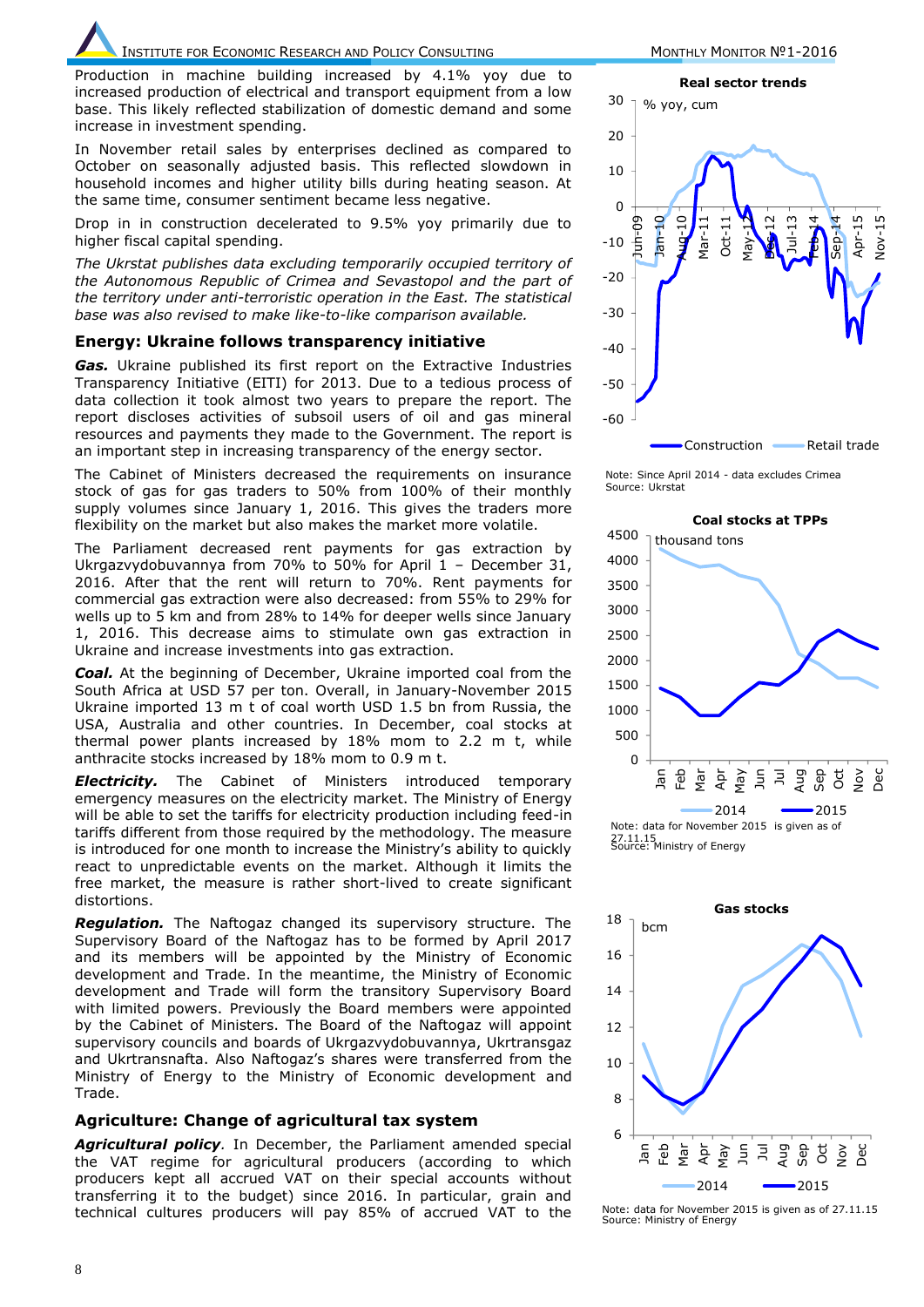Production in machine building increased by 4.1% yoy due to increased production of electrical and transport equipment from a low base. This likely reflected stabilization of domestic demand and some increase in investment spending.

In November retail sales by enterprises declined as compared to October on seasonally adjusted basis. This reflected slowdown in household incomes and higher utility bills during heating season. At the same time, consumer sentiment became less negative.

Drop in in construction decelerated to 9.5% yoy primarily due to higher fiscal capital spending.

*The Ukrstat publishes data excluding temporarily occupied territory of the Autonomous Republic of Crimea and Sevastopol and the part of the territory under anti-terroristic operation in the East. The statistical base was also revised to make like-to-like comparison available.*

## Energy: Ukraine follows transparency initiative

***Gas.*** Ukraine published its first report on the Extractive Industries Transparency Initiative (EITI) for 2013. Due to a tedious process of data collection it took almost two years to prepare the report. The report discloses activities of subsoil users of oil and gas mineral resources and payments they made to the Government. The report is an important step in increasing transparency of the energy sector.

The Cabinet of Ministers decreased the requirements on insurance stock of gas for gas traders to 50% from 100% of their monthly supply volumes since January 1, 2016. This gives the traders more flexibility on the market but also makes the market more volatile.

The Parliament decreased rent payments for gas extraction by Ukrgazvydobuvannya from 70% to 50% for April 1 – December 31, 2016. After that the rent will return to 70%. Rent payments for commercial gas extraction were also decreased: from 55% to 29% for wells up to 5 km and from 28% to 14% for deeper wells since January 1, 2016. This decrease aims to stimulate own gas extraction in Ukraine and increase investments into gas extraction.

***Coal.*** At the beginning of December, Ukraine imported coal from the South Africa at USD 57 per ton. Overall, in January-November 2015 Ukraine imported 13 m t of coal worth USD 1.5 bn from Russia, the USA, Australia and other countries. In December, coal stocks at thermal power plants increased by 18% mom to 2.2 m t, while anthracite stocks increased by 18% mom to 0.9 m t.

***Electricity.*** The Cabinet of Ministers introduced temporary emergency measures on the electricity market. The Ministry of Energy will be able to set the tariffs for electricity production including feed-in tariffs different from those required by the methodology. The measure is introduced for one month to increase the Ministry's ability to quickly react to unpredictable events on the market. Although it limits the free market, the measure is rather short-lived to create significant distortions.

***Regulation.*** The Naftogaz changed its supervisory structure. The Supervisory Board of the Naftogaz has to be formed by April 2017 and its members will be appointed by the Ministry of Economic development and Trade. In the meantime, the Ministry of Economic development and Trade will form the transitory Supervisory Board with limited powers. Previously the Board members were appointed by the Cabinet of Ministers. The Board of the Naftogaz will appoint supervisory councils and boards of Ukrgazvydobuvannya, Ukrtransgaz and Ukrtransnafta. Also Naftogaz's shares were transferred from the Ministry of Energy to the Ministry of Economic development and Trade.

## Agriculture: Change of agricultural tax system

***Agricultural policy.*** In December, the Parliament amended special the VAT regime for agricultural producers (according to which producers kept all accrued VAT on their special accounts without transferring it to the budget) since 2016. In particular, grain and technical cultures producers will pay 85% of accrued VAT to the

**Real sector trends**

Note: Since April 2014 - data excludes Crimea
Source: Ukrstat

**Coal stocks at TPPs**

Note: data for November 2015 is given as of 27.11.15
Source: Ministry of Energy

**Gas stocks**

Note: data for November 2015 is given as of 27.11.15
Source: Ministry of Energy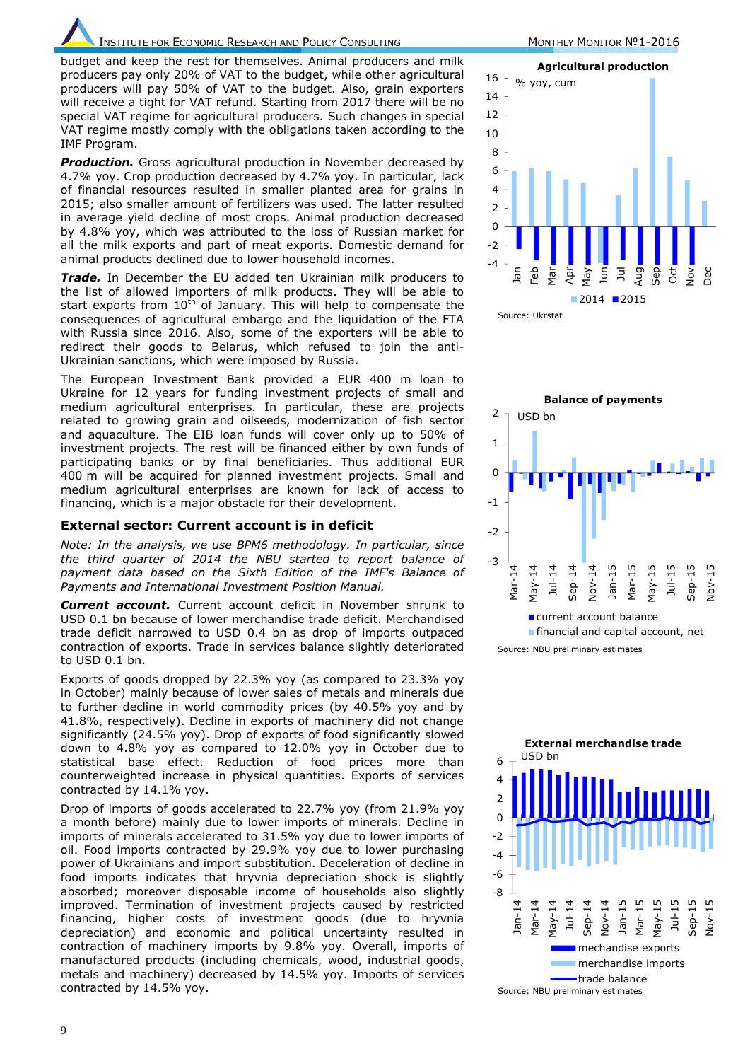budget and keep the rest for themselves. Animal producers and milk producers pay only 20% of VAT to the budget, while other agricultural producers will pay 50% of VAT to the budget. Also, grain exporters will receive a tight for VAT refund. Starting from 2017 there will be no special VAT regime for agricultural producers. Such changes in special VAT regime mostly comply with the obligations taken according to the IMF Program.

***Production.*** Gross agricultural production in November decreased by 4.7% yoy. Crop production decreased by 4.7% yoy. In particular, lack of financial resources resulted in smaller planted area for grains in 2015; also smaller amount of fertilizers was used. The latter resulted in average yield decline of most crops. Animal production decreased by 4.8% yoy, which was attributed to the loss of Russian market for all the milk exports and part of meat exports. Domestic demand for animal products declined due to lower household incomes.

***Trade.*** In December the EU added ten Ukrainian milk producers to the list of allowed importers of milk products. They will be able to start exports from 10th of January. This will help to compensate the consequences of agricultural embargo and the liquidation of the FTA with Russia since 2016. Also, some of the exporters will be able to redirect their goods to Belarus, which refused to join the anti-Ukrainian sanctions, which were imposed by Russia.

The European Investment Bank provided a EUR 400 m loan to Ukraine for 12 years for funding investment projects of small and medium agricultural enterprises. In particular, these are projects related to growing grain and oilseeds, modernization of fish sector and aquaculture. The EIB loan funds will cover only up to 50% of investment projects. The rest will be financed either by own funds of participating banks or by final beneficiaries. Thus additional EUR 400 m will be acquired for planned investment projects. Small and medium agricultural enterprises are known for lack of access to financing, which is a major obstacle for their development.

## External sector: Current account is in deficit

*Note: In the analysis, we use BPM6 methodology. In particular, since the third quarter of 2014 the NBU started to report balance of payment data based on the Sixth Edition of the IMF's Balance of Payments and International Investment Position Manual.*

***Current account.*** Current account deficit in November shrunk to USD 0.1 bn because of lower merchandise trade deficit. Merchandised trade deficit narrowed to USD 0.4 bn as drop of imports outpaced contraction of exports. Trade in services balance slightly deteriorated to USD 0.1 bn.

Exports of goods dropped by 22.3% yoy (as compared to 23.3% yoy in October) mainly because of lower sales of metals and minerals due to further decline in world commodity prices (by 40.5% yoy and by 41.8%, respectively). Decline in exports of machinery did not change significantly (24.5% yoy). Drop of exports of food significantly slowed down to 4.8% yoy as compared to 12.0% yoy in October due to statistical base effect. Reduction of food prices more than counterweighted increase in physical quantities. Exports of services contracted by 14.1% yoy.

Drop of imports of goods accelerated to 22.7% yoy (from 21.9% yoy a month before) mainly due to lower imports of minerals. Decline in imports of minerals accelerated to 31.5% yoy due to lower imports of oil. Food imports contracted by 29.9% yoy due to lower purchasing power of Ukrainians and import substitution. Deceleration of decline in food imports indicates that hryvnia depreciation shock is slightly absorbed; moreover disposable income of households also slightly improved. Termination of investment projects caused by restricted financing, higher costs of investment goods (due to hryvnia depreciation) and economic and political uncertainty resulted in contraction of machinery imports by 9.8% yoy. Overall, imports of manufactured products (including chemicals, wood, industrial goods, metals and machinery) decreased by 14.5% yoy. Imports of services contracted by 14.5% yoy.

**Agricultural production**

Source: Ukrstat

**Balance of payments**

Source: NBU preliminary estimates

**External merchandise trade**

Source: NBU preliminary estimates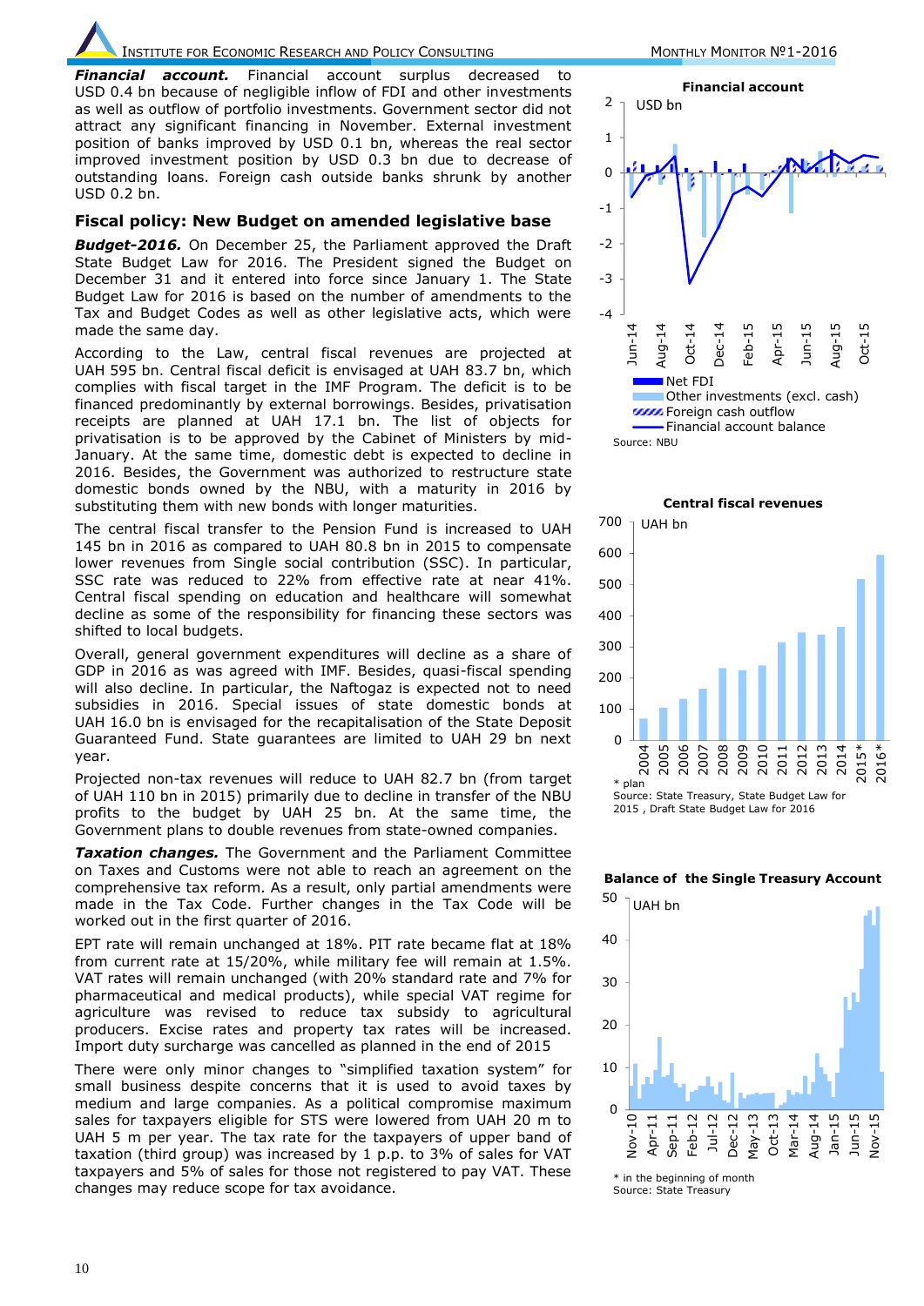**_Financial account._** Financial account surplus decreased to USD 0.4 bn because of negligible inflow of FDI and other investments as well as outflow of portfolio investments. Government sector did not attract any significant financing in November. External investment position of banks improved by USD 0.1 bn, whereas the real sector improved investment position by USD 0.3 bn due to decrease of outstanding loans. Foreign cash outside banks shrunk by another USD 0.2 bn.

## Fiscal policy: New Budget on amended legislative base

**_Budget-2016._** On December 25, the Parliament approved the Draft State Budget Law for 2016. The President signed the Budget on December 31 and it entered into force since January 1. The State Budget Law for 2016 is based on the number of amendments to the Tax and Budget Codes as well as other legislative acts, which were made the same day.

According to the Law, central fiscal revenues are projected at UAH 595 bn. Central fiscal deficit is envisaged at UAH 83.7 bn, which complies with fiscal target in the IMF Program. The deficit is to be financed predominantly by external borrowings. Besides, privatisation receipts are planned at UAH 17.1 bn. The list of objects for privatisation is to be approved by the Cabinet of Ministers by mid-January. At the same time, domestic debt is expected to decline in 2016. Besides, the Government was authorized to restructure state domestic bonds owned by the NBU, with a maturity in 2016 by substituting them with new bonds with longer maturities.

The central fiscal transfer to the Pension Fund is increased to UAH 145 bn in 2016 as compared to UAH 80.8 bn in 2015 to compensate lower revenues from Single social contribution (SSC). In particular, SSC rate was reduced to 22% from effective rate at near 41%. Central fiscal spending on education and healthcare will somewhat decline as some of the responsibility for financing these sectors was shifted to local budgets.

Overall, general government expenditures will decline as a share of GDP in 2016 as was agreed with IMF. Besides, quasi-fiscal spending will also decline. In particular, the Naftogaz is expected not to need subsidies in 2016. Special issues of state domestic bonds at UAH 16.0 bn is envisaged for the recapitalisation of the State Deposit Guaranteed Fund. State guarantees are limited to UAH 29 bn next year.

Projected non-tax revenues will reduce to UAH 82.7 bn (from target of UAH 110 bn in 2015) primarily due to decline in transfer of the NBU profits to the budget by UAH 25 bn. At the same time, the Government plans to double revenues from state-owned companies.

**_Taxation changes._** The Government and the Parliament Committee on Taxes and Customs were not able to reach an agreement on the comprehensive tax reform. As a result, only partial amendments were made in the Tax Code. Further changes in the Tax Code will be worked out in the first quarter of 2016.

EPT rate will remain unchanged at 18%. PIT rate became flat at 18% from current rate at 15/20%, while military fee will remain at 1.5%. VAT rates will remain unchanged (with 20% standard rate and 7% for pharmaceutical and medical products), while special VAT regime for agriculture was revised to reduce tax subsidy to agricultural producers. Excise rates and property tax rates will be increased. Import duty surcharge was cancelled as planned in the end of 2015

There were only minor changes to "simplified taxation system" for small business despite concerns that it is used to avoid taxes by medium and large companies. As a political compromise maximum sales for taxpayers eligible for STS were lowered from UAH 20 m to UAH 5 m per year. The tax rate for the taxpayers of upper band of taxation (third group) was increased by 1 p.p. to 3% of sales for VAT taxpayers and 5% of sales for those not registered to pay VAT. These changes may reduce scope for tax avoidance.

**Financial account**

Source: NBU

**Central fiscal revenues**

\* plan
Source: State Treasury, State Budget Law for 2015 , Draft State Budget Law for 2016

**Balance of the Single Treasury Account**

\* in the beginning of month
Source: State Treasury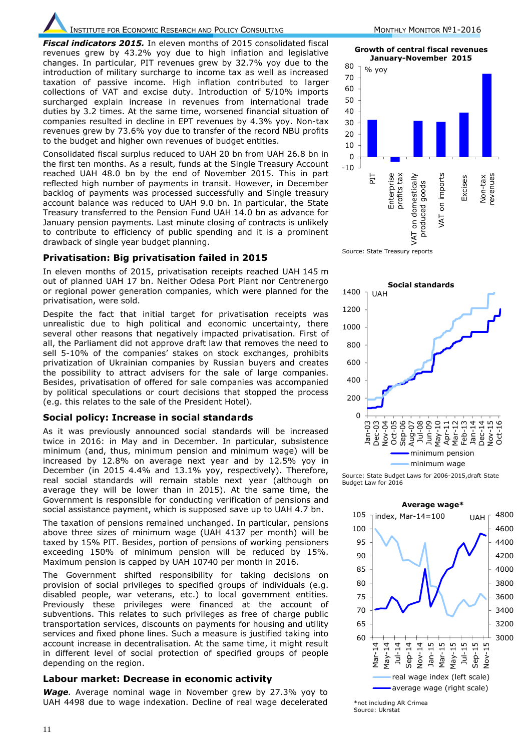***Fiscal indicators 2015.*** In eleven months of 2015 consolidated fiscal revenues grew by 43.2% yoy due to high inflation and legislative changes. In particular, PIT revenues grew by 32.7% yoy due to the introduction of military surcharge to income tax as well as increased taxation of passive income. High inflation contributed to larger collections of VAT and excise duty. Introduction of 5/10% imports surcharged explain increase in revenues from international trade duties by 3.2 times. At the same time, worsened financial situation of companies resulted in decline in EPT revenues by 4.3% yoy. Non-tax revenues grew by 73.6% yoy due to transfer of the record NBU profits to the budget and higher own revenues of budget entities.

Consolidated fiscal surplus reduced to UAH 20 bn from UAH 26.8 bn in the first ten months. As a result, funds at the Single Treasury Account reached UAH 48.0 bn by the end of November 2015. This in part reflected high number of payments in transit. However, in December backlog of payments was processed successfully and Single treasury account balance was reduced to UAH 9.0 bn. In particular, the State Treasury transferred to the Pension Fund UAH 14.0 bn as advance for January pension payments. Last minute closing of contracts is unlikely to contribute to efficiency of public spending and it is a prominent drawback of single year budget planning.

**Growth of central fiscal revenues January-November 2015**

Source: State Treasury reports

### Privatisation: Big privatisation failed in 2015

In eleven months of 2015, privatisation receipts reached UAH 145 m out of planned UAH 17 bn. Neither Odesa Port Plant nor Centrenergo or regional power generation companies, which were planned for the privatisation, were sold.

Despite the fact that initial target for privatisation receipts was unrealistic due to high political and economic uncertainty, there several other reasons that negatively impacted privatisation. First of all, the Parliament did not approve draft law that removes the need to sell 5-10% of the companies' stakes on stock exchanges, prohibits privatization of Ukrainian companies by Russian buyers and creates the possibility to attract advisers for the sale of large companies. Besides, privatisation of offered for sale companies was accompanied by political speculations or court decisions that stopped the process (e.g. this relates to the sale of the President Hotel).

### Social policy: Increase in social standards

As it was previously announced social standards will be increased twice in 2016: in May and in December. In particular, subsistence minimum (and, thus, minimum pension and minimum wage) will be increased by 12.8% on average next year and by 12.5% yoy in December (in 2015 4.4% and 13.1% yoy, respectively). Therefore, real social standards will remain stable next year (although on average they will be lower than in 2015). At the same time, the Government is responsible for conducting verification of pensions and social assistance payment, which is supposed save up to UAH 4.7 bn.

**Social standards**

Source: State Budget Laws for 2006-2015,draft State Budget Law for 2016

The taxation of pensions remained unchanged. In particular, pensions above three sizes of minimum wage (UAH 4137 per month) will be taxed by 15% PIT. Besides, portion of pensions of working pensioners exceeding 150% of minimum pension will be reduced by 15%. Maximum pension is capped by UAH 10740 per month in 2016.

The Government shifted responsibility for taking decisions on provision of social privileges to specified groups of individuals (e.g. disabled people, war veterans, etc.) to local government entities. Previously these privileges were financed at the account of subventions. This relates to such privileges as free of charge public transportation services, discounts on payments for housing and utility services and fixed phone lines. Such a measure is justified taking into account increase in decentralisation. At the same time, it might result in different level of social protection of specified groups of people depending on the region.

**Average wage\***

\*not including AR Crimea
Source: Ukrstat

### Labour market: Decrease in economic activity

***Wage***. Average nominal wage in November grew by 27.3% yoy to UAH 4498 due to wage indexation. Decline of real wage decelerated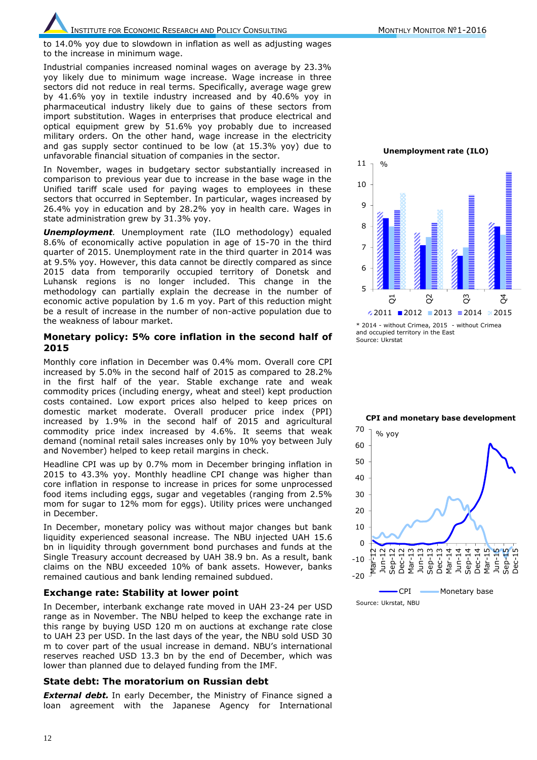to 14.0% yoy due to slowdown in inflation as well as adjusting wages to the increase in minimum wage.

Industrial companies increased nominal wages on average by 23.3% yoy likely due to minimum wage increase. Wage increase in three sectors did not reduce in real terms. Specifically, average wage grew by 41.6% yoy in textile industry increased and by 40.6% yoy in pharmaceutical industry likely due to gains of these sectors from import substitution. Wages in enterprises that produce electrical and optical equipment grew by 51.6% yoy probably due to increased military orders. On the other hand, wage increase in the electricity and gas supply sector continued to be low (at 15.3% yoy) due to unfavorable financial situation of companies in the sector.

In November, wages in budgetary sector substantially increased in comparison to previous year due to increase in the base wage in the Unified tariff scale used for paying wages to employees in these sectors that occurred in September. In particular, wages increased by 26.4% yoy in education and by 28.2% yoy in health care. Wages in state administration grew by 31.3% yoy.

***Unemployment***. Unemployment rate (ILO methodology) equaled 8.6% of economically active population in age of 15-70 in the third quarter of 2015. Unemployment rate in the third quarter in 2014 was at 9.5% yoy. However, this data cannot be directly compared as since 2015 data from temporarily occupied territory of Donetsk and Luhansk regions is no longer included. This change in the methodology can partially explain the decrease in the number of economic active population by 1.6 m yoy. Part of this reduction might be a result of increase in the number of non-active population due to the weakness of labour market.

**Unemployment rate (ILO)**

\* 2014 - without Crimea, 2015 - without Crimea and occupied territory in the East
Source: Ukrstat

## Monetary policy: 5% core inflation in the second half of 2015

Monthly core inflation in December was 0.4% mom. Overall core CPI increased by 5.0% in the second half of 2015 as compared to 28.2% in the first half of the year. Stable exchange rate and weak commodity prices (including energy, wheat and steel) kept production costs contained. Low export prices also helped to keep prices on domestic market moderate. Overall producer price index (PPI) increased by 1.9% in the second half of 2015 and agricultural commodity price index increased by 4.6%. It seems that weak demand (nominal retail sales increases only by 10% yoy between July and November) helped to keep retail margins in check.

Headline CPI was up by 0.7% mom in December bringing inflation in 2015 to 43.3% yoy. Monthly headline CPI change was higher than core inflation in response to increase in prices for some unprocessed food items including eggs, sugar and vegetables (ranging from 2.5% mom for sugar to 12% mom for eggs). Utility prices were unchanged in December.

In December, monetary policy was without major changes but bank liquidity experienced seasonal increase. The NBU injected UAH 15.6 bn in liquidity through government bond purchases and funds at the Single Treasury account decreased by UAH 38.9 bn. As a result, bank claims on the NBU exceeded 10% of bank assets. However, banks remained cautious and bank lending remained subdued.

**CPI and monetary base development**

Source: Ukrstat, NBU

## Exchange rate: Stability at lower point

In December, interbank exchange rate moved in UAH 23-24 per USD range as in November. The NBU helped to keep the exchange rate in this range by buying USD 120 m on auctions at exchange rate close to UAH 23 per USD. In the last days of the year, the NBU sold USD 30 m to cover part of the usual increase in demand. NBU's international reserves reached USD 13.3 bn by the end of December, which was lower than planned due to delayed funding from the IMF.

## State debt: The moratorium on Russian debt

***External debt.*** In early December, the Ministry of Finance signed a loan agreement with the Japanese Agency for International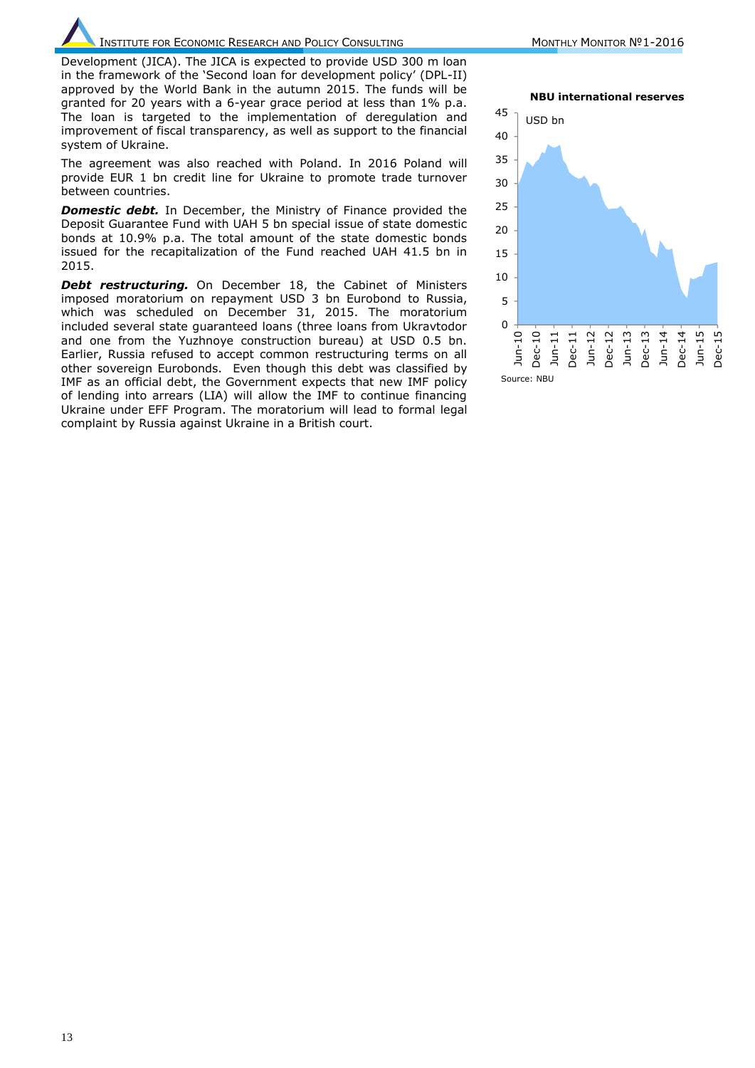Development (JICA). The JICA is expected to provide USD 300 m loan in the framework of the 'Second loan for development policy' (DPL-II) approved by the World Bank in the autumn 2015. The funds will be granted for 20 years with a 6-year grace period at less than 1% p.a. The loan is targeted to the implementation of deregulation and improvement of fiscal transparency, as well as support to the financial system of Ukraine.

The agreement was also reached with Poland. In 2016 Poland will provide EUR 1 bn credit line for Ukraine to promote trade turnover between countries.

***Domestic debt.*** In December, the Ministry of Finance provided the Deposit Guarantee Fund with UAH 5 bn special issue of state domestic bonds at 10.9% p.a. The total amount of the state domestic bonds issued for the recapitalization of the Fund reached UAH 41.5 bn in 2015.

***Debt restructuring.*** On December 18, the Cabinet of Ministers imposed moratorium on repayment USD 3 bn Eurobond to Russia, which was scheduled on December 31, 2015. The moratorium included several state guaranteed loans (three loans from Ukravtodor and one from the Yuzhnoye construction bureau) at USD 0.5 bn. Earlier, Russia refused to accept common restructuring terms on all other sovereign Eurobonds. Even though this debt was classified by IMF as an official debt, the Government expects that new IMF policy of lending into arrears (LIA) will allow the IMF to continue financing Ukraine under EFF Program. The moratorium will lead to formal legal complaint by Russia against Ukraine in a British court.

**NBU international reserves**

USD bn

Source: NBU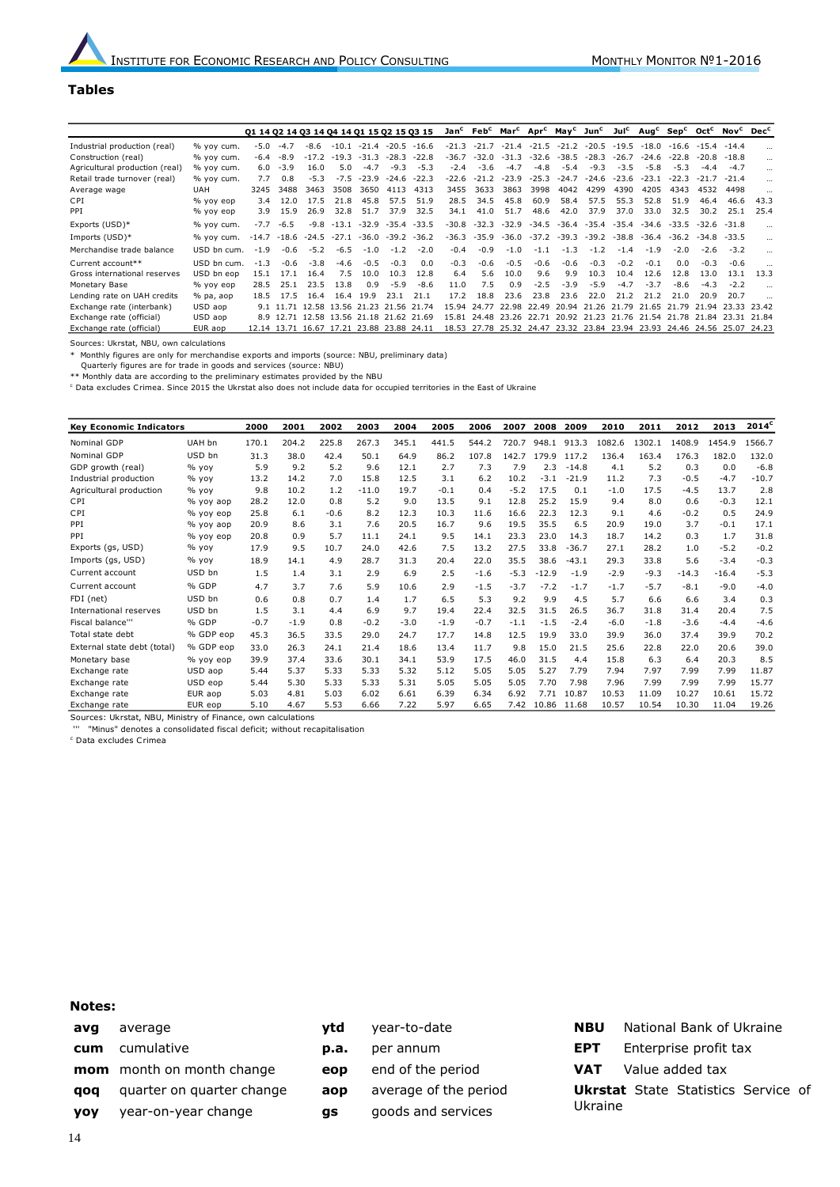## Tables

| | | Q1 14 | Q2 14 | Q3 14 | Q4 14 | Q1 15 | Q2 15 | Q3 15 | Jan[c] | Feb[c] | Mar[c] | Apr[c] | May[c] | Jun[c] | Jul[c] | Aug[c] | Sep[c] | Oct[c] | Nov[c] | Dec[c] |
|---|---|---|---|---|---|---|---|---|---|---|---|---|---|---|---|---|---|---|---|---|
| Industrial production (real) | % yoy cum. | -5.0 | -4.7 | -8.6 | -10.1 | -21.4 | -20.5 | -16.6 | -21.3 | -21.7 | -21.4 | -21.5 | -21.2 | -20.5 | -19.5 | -18.0 | -16.6 | -15.4 | -14.4 | ... |
| Construction (real) | % yoy cum. | -6.4 | -8.9 | -17.2 | -19.3 | -31.3 | -28.3 | -22.8 | -36.7 | -32.0 | -31.3 | -32.6 | -38.5 | -28.3 | -26.7 | -24.6 | -22.8 | -20.8 | -18.8 | ... |
| Agricultural production (real) | % yoy cum. | 6.0 | -3.9 | 16.0 | 5.0 | -4.7 | -9.3 | -5.3 | -2.4 | -3.6 | -4.7 | -4.8 | -5.4 | -9.3 | -3.5 | -5.8 | -5.3 | -4.4 | -4.7 | ... |
| Retail trade turnover (real) | % yoy cum. | 7.7 | 0.8 | -7.5 | -23.9 | -24.6 | -22.3 | | -22.6 | -21.2 | -23.9 | -25.3 | -24.7 | -24.6 | -23.6 | -23.1 | -22.3 | -21.7 | -21.4 | ... |
| Average wage | UAH | 3245 | 3488 | 3463 | 3508 | 3650 | 4113 | 4313 | 3455 | 3633 | 3863 | 3998 | 4042 | 4299 | 4390 | 4205 | 4343 | 4532 | 4498 | ... |
| CPI | % yoy eop | 3.4 | 12.0 | 17.5 | 21.8 | 45.8 | 57.5 | 51.9 | 28.5 | 34.5 | 45.8 | 60.9 | 58.4 | 57.5 | 55.3 | 52.8 | 51.9 | 46.4 | 46.6 | 43.3 |
| PPI | % yoy eop | 3.9 | 15.9 | 26.9 | 32.8 | 51.7 | 37.9 | 32.5 | 34.1 | 41.0 | 51.7 | 48.6 | 42.0 | 37.9 | 37.0 | 33.0 | 32.5 | 30.2 | 25.1 | 25.4 |
| Exports (USD)* | % yoy cum. | -7.7 | -6.5 | -9.8 | -13.1 | -32.9 | -35.4 | -33.5 | -30.8 | -32.3 | -32.9 | -34.5 | -36.4 | -35.4 | -35.4 | -34.6 | -33.5 | -32.6 | -31.8 | ... |
| Imports (USD)* | % yoy cum. | -14.7 | -18.6 | -24.5 | -27.1 | -36.0 | -39.2 | -36.2 | -36.3 | -35.9 | -36.0 | -37.2 | -39.3 | -39.2 | -38.8 | -36.4 | -36.2 | -34.8 | -33.5 | ... |
| Merchandise trade balance | USD bn cum. | -1.9 | -0.6 | -5.2 | -6.5 | -1.0 | -1.2 | -2.0 | -0.4 | -0.9 | -1.0 | -1.1 | -1.3 | -1.2 | -1.4 | -1.9 | -2.0 | -2.6 | -3.2 | ... |
| Current account** | USD bn cum. | -1.3 | -0.6 | -3.8 | -4.6 | -0.5 | -0.3 | 0.0 | -0.3 | -0.6 | -0.5 | -0.6 | -0.6 | -0.3 | -0.2 | -0.1 | 0.0 | -0.3 | -0.6 | ... |
| Gross international reserves | USD bn eop | 15.1 | 17.1 | 16.4 | 7.5 | 10.0 | 10.3 | 12.8 | 6.4 | 5.6 | 10.0 | 9.6 | 9.9 | 10.3 | 10.4 | 12.6 | 12.8 | 13.0 | 13.1 | 13.3 |
| Monetary Base | % yoy eop | 28.5 | 25.1 | 23.5 | 13.8 | 0.9 | -5.9 | -8.6 | 11.0 | 7.5 | 0.9 | -2.5 | -3.9 | -5.9 | -4.7 | -3.7 | -8.6 | -4.3 | -2.2 | ... |
| Lending rate on UAH credits | % pa, aop | 18.5 | 17.5 | 16.4 | 16.4 | 19.9 | 23.1 | 21.1 | 17.2 | 18.8 | 23.6 | 23.8 | 23.6 | 22.0 | 21.2 | 21.2 | 21.0 | 20.9 | 20.7 | ... |
| Exchange rate (interbank) | USD aop | 9.1 | 11.71 | 12.58 | 13.56 | 21.23 | 21.56 | 21.74 | 15.94 | 24.77 | 22.98 | 22.49 | 20.94 | 21.26 | 21.79 | 21.65 | 21.79 | 21.94 | 23.33 | 23.42 |
| Exchange rate (official) | USD aop | 8.9 | 12.71 | 12.58 | 13.56 | 21.18 | 21.62 | 21.69 | 15.81 | 24.48 | 23.26 | 22.71 | 20.92 | 21.23 | 21.76 | 21.54 | 21.78 | 21.84 | 23.31 | 21.84 |
| Exchange rate (official) | EUR aop | 12.14 | 13.71 | 16.67 | 17.21 | 23.88 | 23.88 | 24.11 | 18.53 | 27.78 | 25.32 | 24.47 | 23.32 | 23.84 | 23.94 | 23.93 | 24.46 | 24.56 | 25.07 | 24.23 |

Sources: Ukrstat, NBU, own calculations

\* Monthly figures are only for merchandise exports and imports (source: NBU, preliminary data)
Quarterly figures are for trade in goods and services (source: NBU)

\*\* Monthly data are according to the preliminary estimates provided by the NBU

[c] Data excludes Crimea. Since 2015 the Ukrstat also does not include data for occupied territories in the East of Ukraine

| Key Economic Indicators | | 2000 | 2001 | 2002 | 2003 | 2004 | 2005 | 2006 | 2007 | 2008 | 2009 | 2010 | 2011 | 2012 | 2013 | 2014[c] |
|---|---|---|---|---|---|---|---|---|---|---|---|---|---|---|---|---|
| Nominal GDP | UAH bn | 170.1 | 204.2 | 225.8 | 267.3 | 345.1 | 441.5 | 544.2 | 720.7 | 948.1 | 913.3 | 1082.6 | 1302.1 | 1408.9 | 1454.9 | 1566.7 |
| Nominal GDP | USD bn | 31.3 | 38.0 | 42.4 | 50.1 | 64.9 | 86.2 | 107.8 | 142.7 | 179.9 | 117.2 | 136.4 | 163.4 | 176.3 | 182.0 | 132.0 |
| GDP growth (real) | % yoy | 5.9 | 9.2 | 5.2 | 9.6 | 12.1 | 2.7 | 7.3 | 7.9 | 2.3 | -14.8 | 4.1 | 5.2 | 0.3 | 0.0 | -6.8 |
| Industrial production | % yoy | 13.2 | 14.2 | 7.0 | 15.8 | 12.5 | 3.1 | 6.2 | 10.2 | -3.1 | -21.9 | 11.2 | 7.3 | -0.5 | -4.7 | -10.7 |
| Agricultural production | % yoy | 9.8 | 10.2 | 1.2 | -11.0 | 19.7 | -0.1 | 0.4 | -5.2 | 17.5 | 0.1 | -1.0 | 17.5 | -4.5 | 13.7 | 2.8 |
| CPI | % yoy aop | 28.2 | 12.0 | 0.8 | 5.2 | 9.0 | 13.5 | 9.1 | 12.8 | 25.2 | 15.9 | 9.4 | 8.0 | 0.6 | -0.3 | 12.1 |
| CPI | % yoy eop | 25.8 | 6.1 | -0.6 | 8.2 | 12.3 | 10.3 | 11.6 | 16.6 | 22.3 | 12.3 | 9.1 | 4.6 | -0.2 | 0.5 | 24.9 |
| PPI | % yoy aop | 20.9 | 8.6 | 3.1 | 7.6 | 20.5 | 16.7 | 9.6 | 19.5 | 35.5 | 6.5 | 20.9 | 19.0 | 3.7 | -0.1 | 17.1 |
| PPI | % yoy eop | 20.8 | 0.9 | 5.7 | 11.1 | 24.1 | 9.5 | 14.1 | 23.3 | 23.0 | 14.3 | 18.7 | 14.2 | 0.3 | 1.7 | 31.8 |
| Exports (gs, USD) | % yoy | 17.9 | 9.5 | 10.7 | 24.0 | 42.6 | 7.5 | 13.2 | 27.5 | 33.8 | -36.7 | 27.1 | 28.2 | 1.0 | -5.2 | -0.2 |
| Imports (gs, USD) | % yoy | 18.9 | 14.1 | 4.9 | 28.7 | 31.3 | 20.4 | 22.0 | 35.5 | 38.6 | -43.1 | 29.3 | 33.8 | 5.6 | -3.4 | -0.3 |
| Current account | USD bn | 1.5 | 1.4 | 3.1 | 2.9 | 6.9 | 2.5 | -1.6 | -5.3 | -12.9 | -1.9 | -2.9 | -9.3 | -14.3 | -16.4 | -5.3 |
| Current account | % GDP | 4.7 | 3.7 | 7.6 | 5.9 | 10.6 | 2.9 | -1.5 | -3.7 | -7.2 | -1.7 | -1.7 | -5.7 | -8.1 | -9.0 | -4.0 |
| FDI (net) | USD bn | 0.6 | 0.8 | 0.7 | 1.4 | 1.7 | 6.5 | 5.3 | 9.2 | 9.9 | 4.5 | 5.7 | 6.6 | 6.6 | 3.4 | 0.3 |
| International reserves | USD bn | 1.5 | 3.1 | 4.4 | 6.9 | 9.7 | 19.4 | 22.4 | 32.5 | 31.5 | 26.5 | 36.7 | 31.8 | 31.4 | 20.4 | 7.5 |
| Fiscal balance''' | % GDP | -0.7 | -1.9 | 0.8 | -0.2 | -3.0 | -1.9 | -0.7 | -1.1 | -1.5 | -2.4 | -6.0 | -1.8 | -3.6 | -4.4 | -4.6 |
| Total state debt | % GDP eop | 45.3 | 36.5 | 33.5 | 29.0 | 24.7 | 17.7 | 14.8 | 12.5 | 19.9 | 33.0 | 39.9 | 36.0 | 37.4 | 39.9 | 70.2 |
| External state debt (total) | % GDP eop | 33.0 | 26.3 | 24.1 | 21.4 | 18.6 | 13.4 | 11.7 | 9.8 | 15.0 | 21.5 | 25.6 | 22.8 | 22.0 | 20.6 | 39.0 |
| Monetary base | % yoy eop | 39.9 | 37.4 | 33.6 | 30.1 | 34.1 | 53.9 | 17.5 | 46.0 | 31.5 | 4.4 | 15.8 | 6.3 | 6.4 | 20.3 | 8.5 |
| Exchange rate | USD aop | 5.44 | 5.37 | 5.33 | 5.33 | 5.32 | 5.12 | 5.05 | 5.05 | 5.27 | 7.79 | 7.94 | 7.97 | 7.99 | 7.99 | 11.87 |
| Exchange rate | USD eop | 5.44 | 5.30 | 5.33 | 5.33 | 5.31 | 5.05 | 5.05 | 5.05 | 7.70 | 7.98 | 7.96 | 7.99 | 7.99 | 7.99 | 15.77 |
| Exchange rate | EUR aop | 5.03 | 4.81 | 5.03 | 6.02 | 6.61 | 6.39 | 6.34 | 6.92 | 7.71 | 10.87 | 10.53 | 11.09 | 10.27 | 10.61 | 15.72 |
| Exchange rate | EUR eop | 5.10 | 4.67 | 5.53 | 6.66 | 7.22 | 5.97 | 6.65 | 7.42 | 10.86 | 11.68 | 10.57 | 10.54 | 10.30 | 11.04 | 19.26 |

Sources: Ukrstat, NBU, Ministry of Finance, own calculations

''' "Minus" denotes a consolidated fiscal deficit; without recapitalisation

[c] Data excludes Crimea

### Notes:

- **avg** average
- **cum** cumulative
- **mom** month on month change
- **qoq** quarter on quarter change
- **yoy** year-on-year change
- **ytd** year-to-date
- **p.a.** per annum
- **eop** end of the period
- **aop** average of the period
- **gs** goods and services
- **NBU** National Bank of Ukraine
- **EPT** Enterprise profit tax
- **VAT** Value added tax
- **Ukrstat** State Statistics Service of Ukraine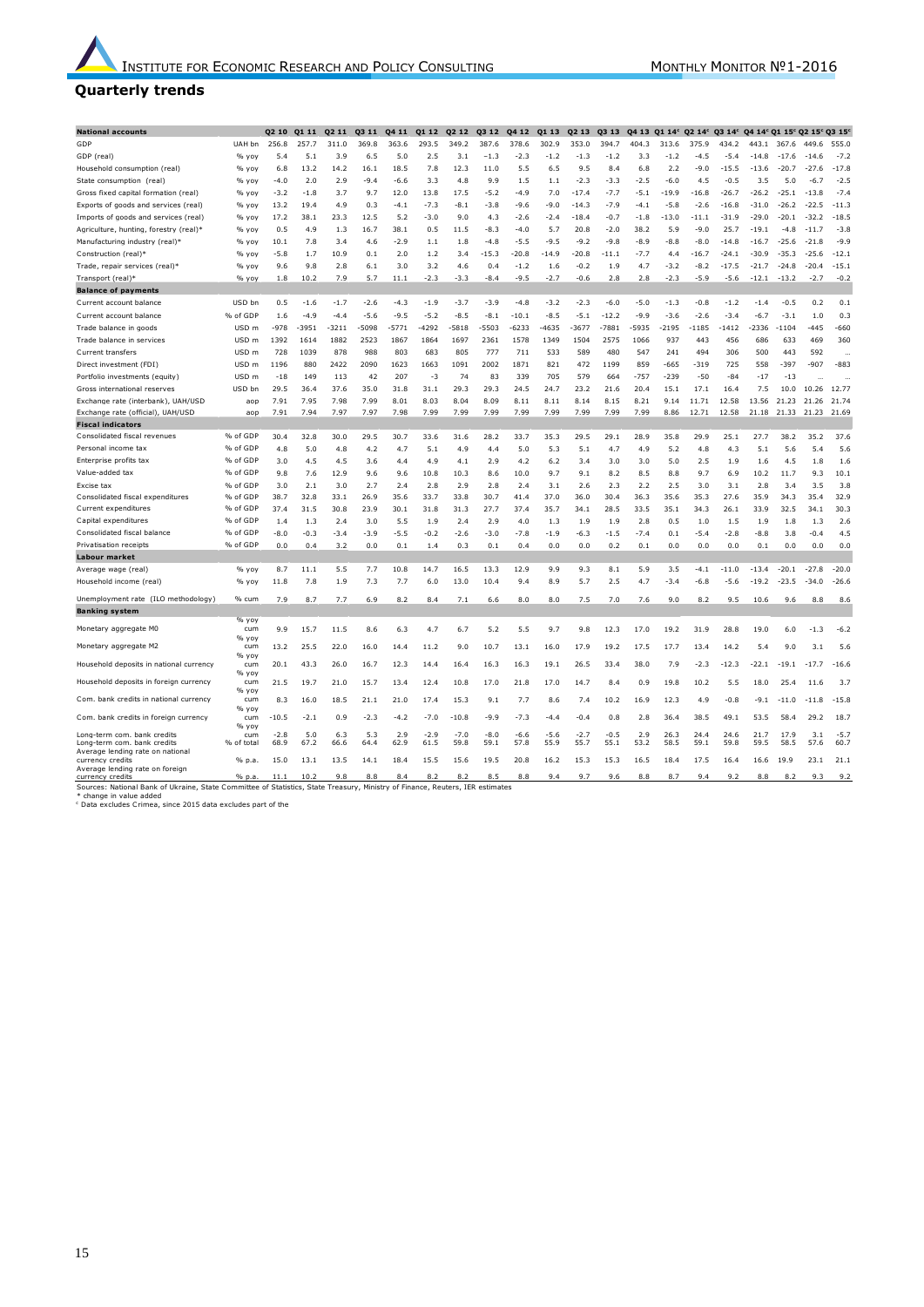## Quarterly trends

| National accounts | | Q2 10 | Q1 11 | Q2 11 | Q3 11 | Q4 11 | Q1 12 | Q2 12 | Q3 12 | Q4 12 | Q1 13 | Q2 13 | Q3 13 | Q4 13 | Q1 14[c] | Q2 14[c] | Q3 14[c] | Q4 14[c] | Q1 15[c] | Q2 15[c] | Q3 15[c] |
|---|---|---|---|---|---|---|---|---|---|---|---|---|---|---|---|---|---|---|---|---|---|
| GDP | UAH bn | 256.8 | 257.7 | 311.0 | 369.8 | 363.6 | 293.5 | 349.2 | 387.6 | 378.6 | 302.9 | 353.0 | 394.7 | 404.3 | 313.6 | 375.9 | 434.2 | 443.1 | 367.6 | 449.6 | 555.0 |
| GDP (real) | % yoy | 5.4 | 5.1 | 3.9 | 6.5 | 5.0 | 2.5 | 3.1 | -1.3 | -2.3 | -1.2 | -1.3 | -1.2 | 3.3 | -1.2 | -4.5 | -5.4 | -14.8 | -17.6 | -14.6 | -7.2 |
| Household consumption (real) | % yoy | 6.8 | 13.2 | 14.2 | 16.1 | 18.5 | 7.8 | 12.3 | 11.0 | 5.5 | 6.5 | 9.5 | 8.4 | 6.8 | 2.2 | -9.0 | -15.5 | -13.6 | -20.7 | -27.6 | -17.8 |
| State consumption (real) | % yoy | -4.0 | 2.0 | 2.9 | -9.4 | -6.6 | 3.3 | 4.8 | 9.9 | 1.5 | 1.1 | -2.3 | -3.3 | -2.5 | -6.0 | 4.5 | -0.5 | 3.5 | 5.0 | -6.7 | -2.5 |
| Gross fixed capital formation (real) | % yoy | -3.2 | -1.8 | 3.7 | 9.7 | 12.0 | 13.8 | 17.5 | -5.2 | -4.9 | 7.0 | -17.4 | -7.7 | -5.1 | -19.9 | -16.8 | -26.7 | -26.2 | -25.1 | -13.8 | -7.4 |
| Exports of goods and services (real) | % yoy | 13.2 | 19.4 | 4.9 | 0.3 | -4.1 | -7.3 | -8.1 | -3.8 | -9.6 | -9.0 | -14.3 | -7.9 | -4.1 | -5.8 | -2.6 | -16.8 | -31.0 | -26.2 | -22.5 | -11.3 |
| Imports of goods and services (real) | % yoy | 17.2 | 38.1 | 23.3 | 12.5 | 5.2 | -3.0 | 9.0 | 4.3 | -2.6 | -2.4 | -18.4 | -0.7 | -1.8 | -13.0 | -11.1 | -31.9 | -29.0 | -20.1 | -32.2 | -18.5 |
| Agriculture, hunting, forestry (real)* | % yoy | 0.5 | 4.9 | 1.3 | 16.7 | 38.1 | 0.5 | 11.5 | -8.3 | -4.0 | 5.7 | 20.8 | -2.0 | 38.2 | 5.9 | -9.0 | 25.7 | -19.1 | -4.8 | -11.7 | -3.8 |
| Manufacturing industry (real)* | % yoy | 10.1 | 7.8 | 3.4 | 4.6 | -2.9 | 1.1 | 1.8 | -4.8 | -5.5 | -9.5 | -9.2 | -9.8 | -8.9 | -8.8 | -8.0 | -14.8 | -16.7 | -25.6 | -21.8 | -9.9 |
| Construction (real)* | % yoy | -5.8 | 1.7 | 10.9 | 0.1 | 2.0 | 1.2 | 3.4 | -15.3 | -20.8 | -14.9 | -20.8 | -11.1 | -7.7 | 4.4 | -16.7 | -24.1 | -30.9 | -35.3 | -25.6 | -12.1 |
| Trade, repair services (real)* | % yoy | 9.6 | 9.8 | 2.8 | 6.1 | 3.0 | 3.2 | 4.6 | 0.4 | -1.2 | 1.6 | -0.2 | 1.9 | 4.7 | -3.2 | -8.2 | -17.5 | -21.7 | -24.8 | -20.4 | -15.1 |
| Transport (real)* | % yoy | 1.8 | 10.2 | 7.9 | 5.7 | 11.1 | -2.3 | -3.3 | -8.4 | -9.5 | -2.7 | -0.6 | 2.8 | 2.8 | -2.3 | -5.9 | -5.6 | -12.1 | -13.2 | -2.7 | -0.2 |
| **Balance of payments** | | | | | | | | | | | | | | | | | | | | | |
| Current account balance | USD bn | 0.5 | -1.6 | -1.7 | -2.6 | -4.3 | -1.9 | -3.7 | -3.9 | -4.8 | -3.2 | -2.3 | -6.0 | -5.0 | -1.3 | -0.8 | -1.2 | -1.4 | -0.5 | 0.2 | 0.1 |
| Current account balance | % of GDP | 1.6 | -4.9 | -4.4 | -5.6 | -9.5 | -5.2 | -8.5 | -8.1 | -10.1 | -8.5 | -5.1 | -12.2 | -9.9 | -3.6 | -2.6 | -3.4 | -6.7 | -3.1 | 1.0 | 0.3 |
| Trade balance in goods | USD m | -978 | -3951 | -3211 | -5098 | -5771 | -4292 | -5818 | -5503 | -6233 | -4635 | -3677 | -7881 | -5935 | -2195 | -1185 | -1412 | -2336 | -1104 | -445 | -660 |
| Trade balance in services | USD m | 1392 | 1614 | 1882 | 2523 | 1867 | 1864 | 1697 | 2361 | 1578 | 1349 | 1504 | 2575 | 1066 | 937 | 443 | 456 | 686 | 633 | 469 | 360 |
| Current transfers | USD m | 728 | 1039 | 878 | 988 | 803 | 683 | 805 | 777 | 711 | 533 | 589 | 480 | 547 | 241 | 494 | 306 | 500 | 443 | 592 | ... |
| Direct investment (FDI) | USD m | 1196 | 880 | 2422 | 2090 | 1623 | 1663 | 1091 | 2002 | 1871 | 821 | 472 | 1199 | 859 | -665 | -319 | 725 | 558 | -397 | -907 | -883 |
| Portfolio investments (equity) | USD m | -18 | 149 | 113 | 42 | 207 | -3 | 74 | 83 | 339 | 705 | 579 | 664 | -757 | -239 | -50 | -84 | -17 | -13 | ... | ... |
| Gross international reserves | USD bn | 29.5 | 36.4 | 37.6 | 35.0 | 31.8 | 31.1 | 29.3 | 29.3 | 24.5 | 24.7 | 23.2 | 21.6 | 20.4 | 15.1 | 17.1 | 16.4 | 7.5 | 10.0 | 10.26 | 12.77 |
| Exchange rate (interbank), UAH/USD | aop | 7.91 | 7.95 | 7.98 | 7.99 | 8.01 | 8.03 | 8.04 | 8.09 | 8.11 | 8.11 | 8.14 | 8.15 | 8.21 | 9.14 | 11.71 | 12.58 | 13.56 | 21.23 | 21.26 | 21.74 |
| Exchange rate (official), UAH/USD | aop | 7.91 | 7.94 | 7.97 | 7.97 | 7.98 | 7.99 | 7.99 | 7.99 | 7.99 | 7.99 | 7.99 | 7.99 | 7.99 | 8.86 | 12.71 | 12.58 | 21.18 | 21.33 | 21.23 | 21.69 |
| **Fiscal indicators** | | | | | | | | | | | | | | | | | | | | | |
| Consolidated fiscal revenues | % of GDP | 30.4 | 32.8 | 30.0 | 29.5 | 30.7 | 33.6 | 31.6 | 28.2 | 33.7 | 35.3 | 29.5 | 29.1 | 28.9 | 35.8 | 29.9 | 25.1 | 27.7 | 38.2 | 35.2 | 37.6 |
| Personal income tax | % of GDP | 4.8 | 5.0 | 4.8 | 4.2 | 4.7 | 5.1 | 4.9 | 4.4 | 5.0 | 5.3 | 5.1 | 4.7 | 4.9 | 5.2 | 4.8 | 4.3 | 5.1 | 5.6 | 5.4 | 5.6 |
| Enterprise profits tax | % of GDP | 3.0 | 4.5 | 4.5 | 3.6 | 4.4 | 4.9 | 4.1 | 2.9 | 4.2 | 6.2 | 3.4 | 3.0 | 3.0 | 5.0 | 2.5 | 1.9 | 1.6 | 4.5 | 1.8 | 1.6 |
| Value-added tax | % of GDP | 9.8 | 7.6 | 12.9 | 9.6 | 9.6 | 10.8 | 10.3 | 8.6 | 10.0 | 9.7 | 9.1 | 8.2 | 8.5 | 8.8 | 9.7 | 6.9 | 10.2 | 11.7 | 9.3 | 10.1 |
| Excise tax | % of GDP | 3.0 | 2.1 | 3.0 | 2.7 | 2.4 | 2.8 | 2.9 | 2.8 | 2.4 | 3.1 | 2.6 | 2.3 | 2.2 | 2.5 | 3.0 | 3.1 | 2.8 | 3.4 | 3.5 | 3.8 |
| Consolidated fiscal expenditures | % of GDP | 38.7 | 32.8 | 33.1 | 26.9 | 35.6 | 33.7 | 33.8 | 30.7 | 41.4 | 37.0 | 36.0 | 30.4 | 36.3 | 35.6 | 35.3 | 27.6 | 35.9 | 34.3 | 35.4 | 32.9 |
| Current expenditures | % of GDP | 37.4 | 31.5 | 30.8 | 23.9 | 30.1 | 31.8 | 31.3 | 27.7 | 37.4 | 35.7 | 34.1 | 28.5 | 33.5 | 35.1 | 34.3 | 26.1 | 33.9 | 32.5 | 34.1 | 30.3 |
| Capital expenditures | % of GDP | 1.4 | 1.3 | 2.4 | 3.0 | 5.5 | 1.9 | 2.4 | 2.9 | 4.0 | 1.3 | 1.9 | 1.9 | 2.8 | 0.5 | 1.0 | 1.5 | 1.9 | 1.8 | 1.3 | 2.6 |
| Consolidated fiscal balance | % of GDP | -8.0 | -0.3 | -3.4 | -3.9 | -5.5 | -0.2 | -2.6 | -3.0 | -7.8 | -1.9 | -6.3 | -1.5 | -7.4 | 0.1 | -5.4 | -2.8 | -8.8 | 3.8 | -0.4 | 4.5 |
| Privatisation receipts | % of GDP | 0.0 | 0.4 | 3.2 | 0.0 | 0.1 | 1.4 | 0.3 | 0.1 | 0.4 | 0.0 | 0.0 | 0.2 | 0.1 | 0.0 | 0.0 | 0.0 | 0.1 | 0.0 | 0.0 | 0.0 |
| **Labour market** | | | | | | | | | | | | | | | | | | | | | |
| Average wage (real) | % yoy | 8.7 | 11.1 | 5.5 | 7.7 | 10.8 | 14.7 | 16.5 | 13.3 | 12.9 | 9.9 | 8.1 | 5.9 | 3.5 | -4.1 | -11.0 | -13.4 | -20.1 | -27.8 | -20.0 | |
| Household income (real) | % yoy | 11.8 | 7.8 | 1.9 | 7.3 | 7.7 | 6.0 | 13.0 | 10.4 | 9.4 | 8.9 | 5.7 | 2.5 | 4.7 | -3.4 | -6.8 | -5.6 | -19.2 | -23.5 | -34.0 | -26.6 |
| Unemployment rate (ILO methodology) | % cum | 7.9 | 8.7 | 7.7 | 6.9 | 8.2 | 8.4 | 7.1 | 6.6 | 8.0 | 8.0 | 7.5 | 7.0 | 7.6 | 9.0 | 8.2 | 9.5 | 10.6 | 9.6 | 8.8 | 8.6 |
| **Banking system** | | | | | | | | | | | | | | | | | | | | | |
| Monetary aggregate M0 | % yoy cum | 9.9 | 15.7 | 11.5 | 8.6 | 6.3 | 4.7 | 6.7 | 5.2 | 5.5 | 9.7 | 9.8 | 12.3 | 17.0 | 19.2 | 31.9 | 28.8 | 19.0 | 6.0 | -1.3 | -6.2 |
| Monetary aggregate M2 | % yoy cum | 13.2 | 25.5 | 22.0 | 16.0 | 14.4 | 11.2 | 9.0 | 10.7 | 13.1 | 16.0 | 17.9 | 19.2 | 17.5 | 17.7 | 13.4 | 14.2 | 5.4 | 9.0 | 3.1 | 5.6 |
| Household deposits in national currency | % yoy cum | 20.1 | 43.3 | 26.0 | 16.7 | 12.3 | 14.4 | 16.4 | 16.3 | 16.3 | 19.1 | 26.5 | 33.4 | 38.0 | 7.9 | -2.3 | -12.3 | -22.1 | -19.1 | -17.7 | -16.6 |
| Household deposits in foreign currency | % yoy cum | 21.5 | 19.7 | 21.0 | 15.7 | 13.4 | 12.4 | 10.8 | 17.0 | 21.8 | 17.0 | 14.7 | 8.4 | 0.9 | 19.8 | 10.2 | 5.5 | 18.0 | 25.4 | 11.6 | 3.7 |
| Com. bank credits in national currency | % yoy cum | 8.3 | 16.0 | 18.5 | 21.1 | 21.0 | 17.4 | 15.3 | 9.1 | 7.7 | 8.6 | 7.4 | 10.2 | 16.9 | 12.3 | 4.9 | -0.8 | -9.1 | -11.0 | -11.8 | -15.8 |
| Com. bank credits in foreign currency | % yoy cum | -10.5 | -2.1 | 0.9 | -2.3 | -4.2 | -7.0 | -10.8 | -9.9 | -7.3 | -4.4 | -0.4 | 0.8 | 2.8 | 36.4 | 38.5 | 49.1 | 53.5 | 58.4 | 29.2 | 18.7 |
| Long-term com. bank credits | % yoy cum | -2.8 | 5.0 | 6.3 | 5.3 | 2.9 | -2.9 | -7.0 | -8.0 | -6.6 | -5.6 | -2.7 | -0.5 | 2.9 | 26.3 | 24.4 | 24.6 | 21.7 | 17.9 | 3.1 | -5.7 |
| Long-term com. bank credits | % of total | 68.9 | 67.2 | 66.6 | 64.4 | 62.9 | 61.5 | 59.8 | 59.1 | 57.8 | 55.9 | 55.7 | 55.1 | 53.2 | 58.5 | 59.1 | 59.8 | 59.5 | 58.5 | 57.6 | 60.7 |
| Average lending rate on national currency credits | % p.a. | 15.0 | 13.1 | 13.5 | 14.1 | 18.4 | 15.5 | 15.6 | 19.5 | 20.8 | 16.2 | 15.3 | 15.3 | 16.5 | 18.4 | 17.5 | 16.4 | 16.6 | 19.9 | 23.1 | 21.1 |
| Average lending rate on foreign currency credits | % p.a. | 11.1 | 10.2 | 9.8 | 8.8 | 8.4 | 8.2 | 8.2 | 8.5 | 8.8 | 9.4 | 9.7 | 9.6 | 8.8 | 8.7 | 9.4 | 9.2 | 8.8 | 8.2 | 9.3 | 9.2 |

Sources: National Bank of Ukraine, State Committee of Statistics, State Treasury, Ministry of Finance, Reuters, IER estimates

\* change in value added

[c] Data excludes Crimea, since 2015 data excludes part of the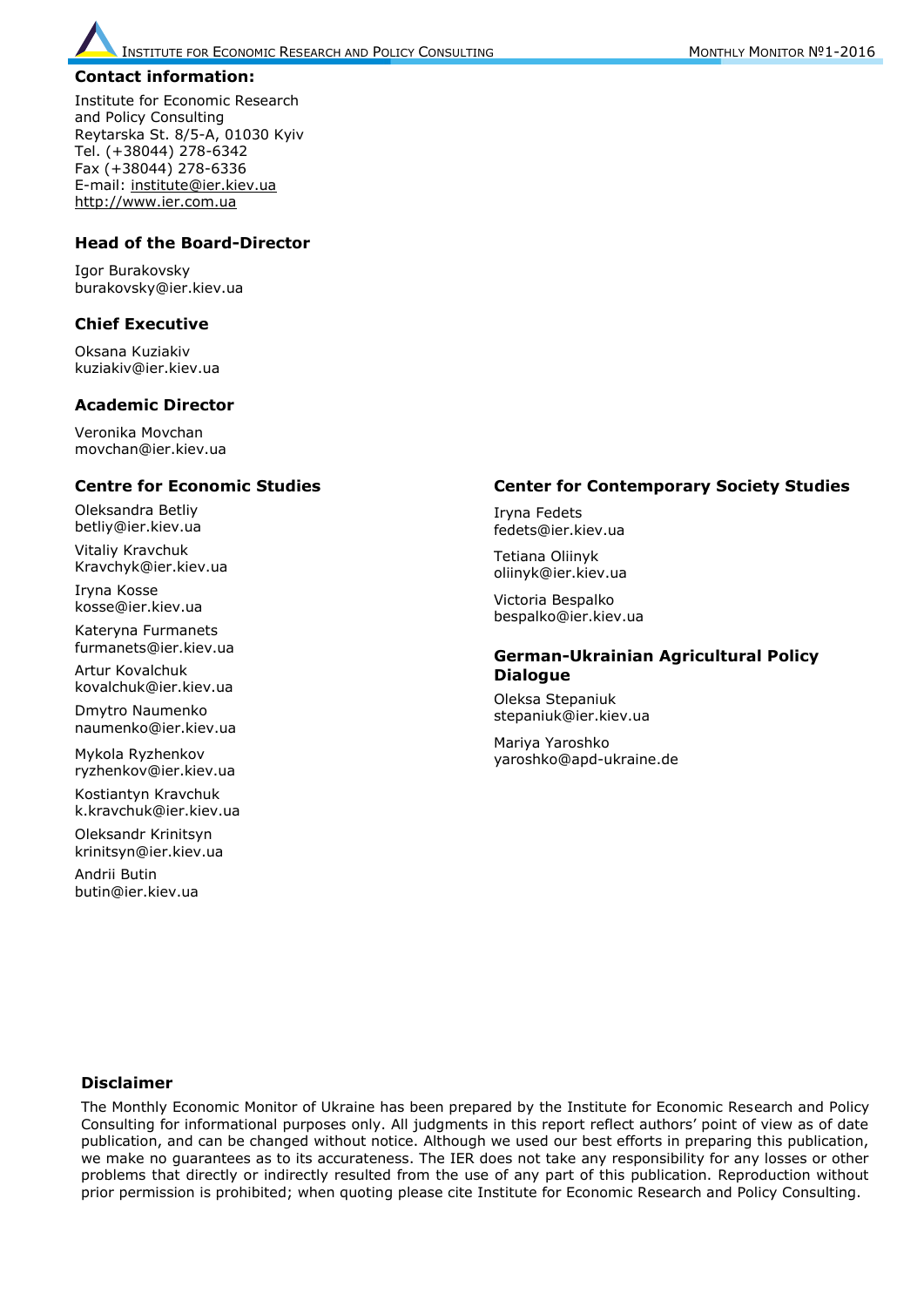### Contact information:

Institute for Economic Research
and Policy Consulting
Reytarska St. 8/5-A, 01030 Kyiv
Tel. (+38044) 278-6342
Fax (+38044) 278-6336
E-mail: institute@ier.kiev.ua
http://www.ier.com.ua

### Head of the Board-Director

Igor Burakovsky
burakovsky@ier.kiev.ua

### Chief Executive

Oksana Kuziakiv
kuziakiv@ier.kiev.ua

### Academic Director

Veronika Movchan
movchan@ier.kiev.ua

### Centre for Economic Studies

Oleksandra Betliy
betliy@ier.kiev.ua

Vitaliy Kravchuk
Kravchyk@ier.kiev.ua

Iryna Kosse
kosse@ier.kiev.ua

Kateryna Furmanets
furmanets@ier.kiev.ua

Artur Kovalchuk
kovalchuk@ier.kiev.ua

Dmytro Naumenko
naumenko@ier.kiev.ua

Mykola Ryzhenkov
ryzhenkov@ier.kiev.ua

Kostiantyn Kravchuk
k.kravchuk@ier.kiev.ua

Oleksandr Krinitsyn
krinitsyn@ier.kiev.ua

Andrii Butin
butin@ier.kiev.ua

### Center for Contemporary Society Studies

Iryna Fedets
fedets@ier.kiev.ua

Tetiana Oliinyk
oliinyk@ier.kiev.ua

Victoria Bespalko
bespalko@ier.kiev.ua

### German-Ukrainian Agricultural Policy Dialogue

Oleksa Stepaniuk
stepaniuk@ier.kiev.ua

Mariya Yaroshko
yaroshko@apd-ukraine.de

### Disclaimer

The Monthly Economic Monitor of Ukraine has been prepared by the Institute for Economic Research and Policy Consulting for informational purposes only. All judgments in this report reflect authors' point of view as of date publication, and can be changed without notice. Although we used our best efforts in preparing this publication, we make no guarantees as to its accurateness. The IER does not take any responsibility for any losses or other problems that directly or indirectly resulted from the use of any part of this publication. Reproduction without prior permission is prohibited; when quoting please cite Institute for Economic Research and Policy Consulting.